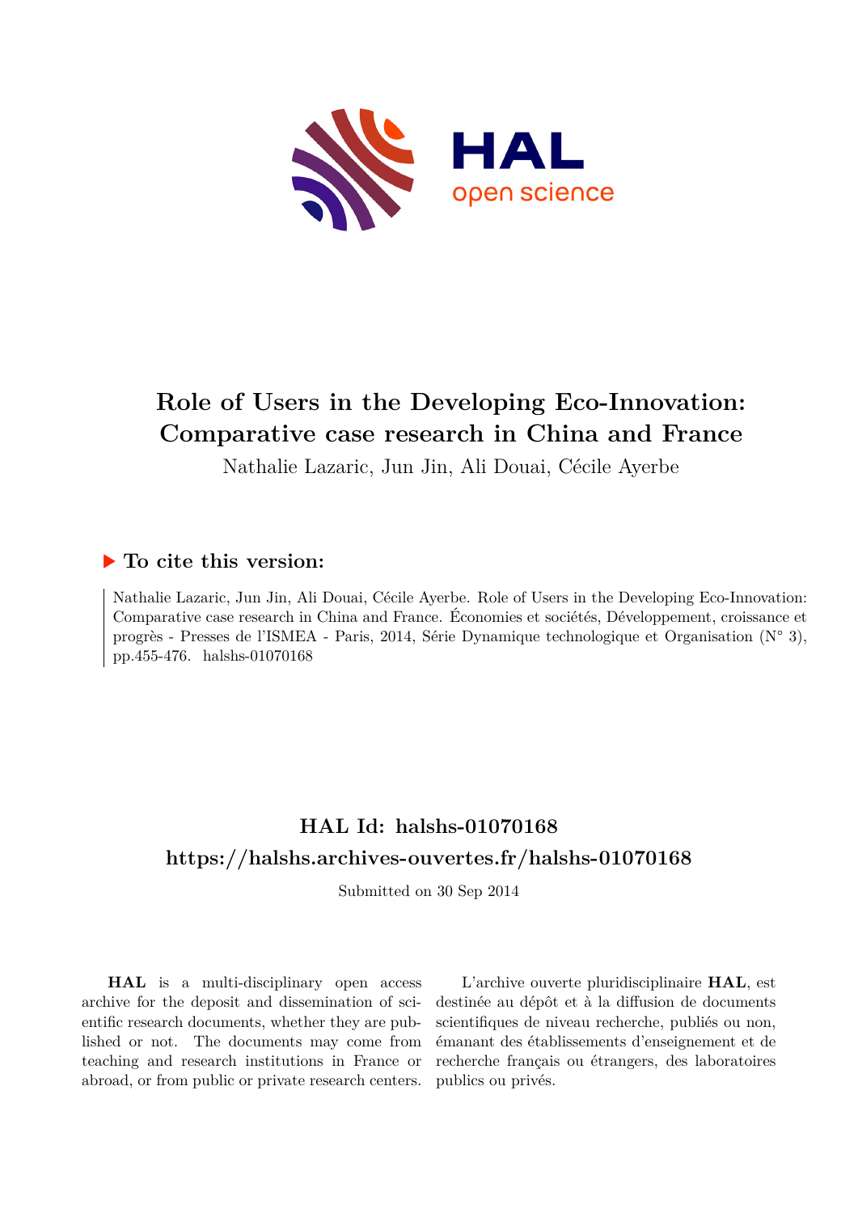# Role of Users in the Developing Eco-Innovation: Comparative case research in China and France

Nathalie Lazaric, Jun Jin, Ali Douai, Cécile Ayerbe

## ▶ To cite this version:

Nathalie Lazaric, Jun Jin, Ali Douai, Cécile Ayerbe. Role of Users in the Developing Eco-Innovation: Comparative case research in China and France. Économies et sociétés, Développement, croissance et progrès - Presses de l'ISMEA - Paris, 2014, Série Dynamique technologique et Organisation (N° 3), pp.455-476. halshs-01070168

## HAL Id: halshs-01070168

## https://halshs.archives-ouvertes.fr/halshs-01070168

Submitted on 30 Sep 2014

**HAL** is a multi-disciplinary open access archive for the deposit and dissemination of scientific research documents, whether they are published or not. The documents may come from teaching and research institutions in France or abroad, or from public or private research centers.

L'archive ouverte pluridisciplinaire **HAL**, est destinée au dépôt et à la diffusion de documents scientifiques de niveau recherche, publiés ou non, émanant des établissements d'enseignement et de recherche français ou étrangers, des laboratoires publics ou privés.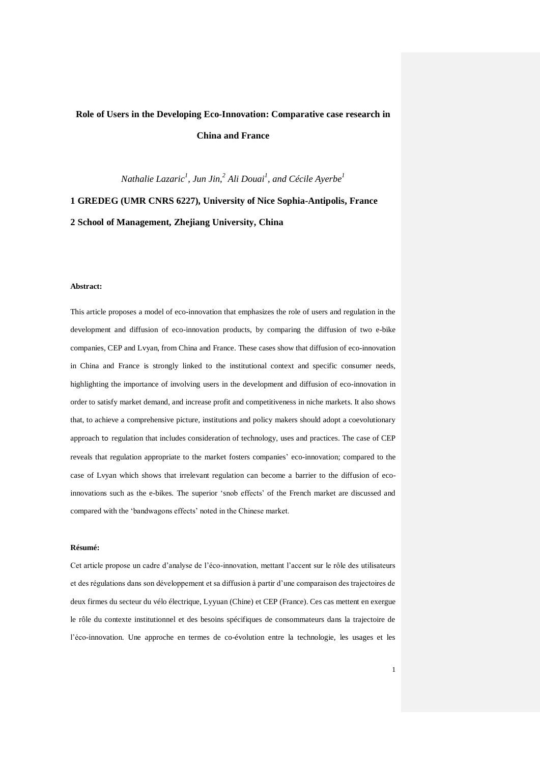**Role of Users in the Developing Eco-Innovation: Comparative case research in China and France**

*Nathalie Lazaric[1], Jun Jin,[2] Ali Douai[1], and Cécile Ayerbe[1]*

**1 GREDEG (UMR CNRS 6227), University of Nice Sophia-Antipolis, France**

**2 School of Management, Zhejiang University, China**

**Abstract:**

This article proposes a model of eco-innovation that emphasizes the role of users and regulation in the development and diffusion of eco-innovation products, by comparing the diffusion of two e-bike companies, CEP and Lvyan, from China and France. These cases show that diffusion of eco-innovation in China and France is strongly linked to the institutional context and specific consumer needs, highlighting the importance of involving users in the development and diffusion of eco-innovation in order to satisfy market demand, and increase profit and competitiveness in niche markets. It also shows that, to achieve a comprehensive picture, institutions and policy makers should adopt a coevolutionary approach to regulation that includes consideration of technology, uses and practices. The case of CEP reveals that regulation appropriate to the market fosters companies' eco-innovation; compared to the case of Lvyan which shows that irrelevant regulation can become a barrier to the diffusion of eco-innovations such as the e-bikes. The superior 'snob effects' of the French market are discussed and compared with the 'bandwagons effects' noted in the Chinese market.

**Résumé:**

Cet article propose un cadre d'analyse de l'éco-innovation, mettant l'accent sur le rôle des utilisateurs et des régulations dans son développement et sa diffusion à partir d'une comparaison des trajectoires de deux firmes du secteur du vélo électrique, Lyyuan (Chine) et CEP (France). Ces cas mettent en exergue le rôle du contexte institutionnel et des besoins spécifiques de consommateurs dans la trajectoire de l'éco-innovation. Une approche en termes de co-évolution entre la technologie, les usages et les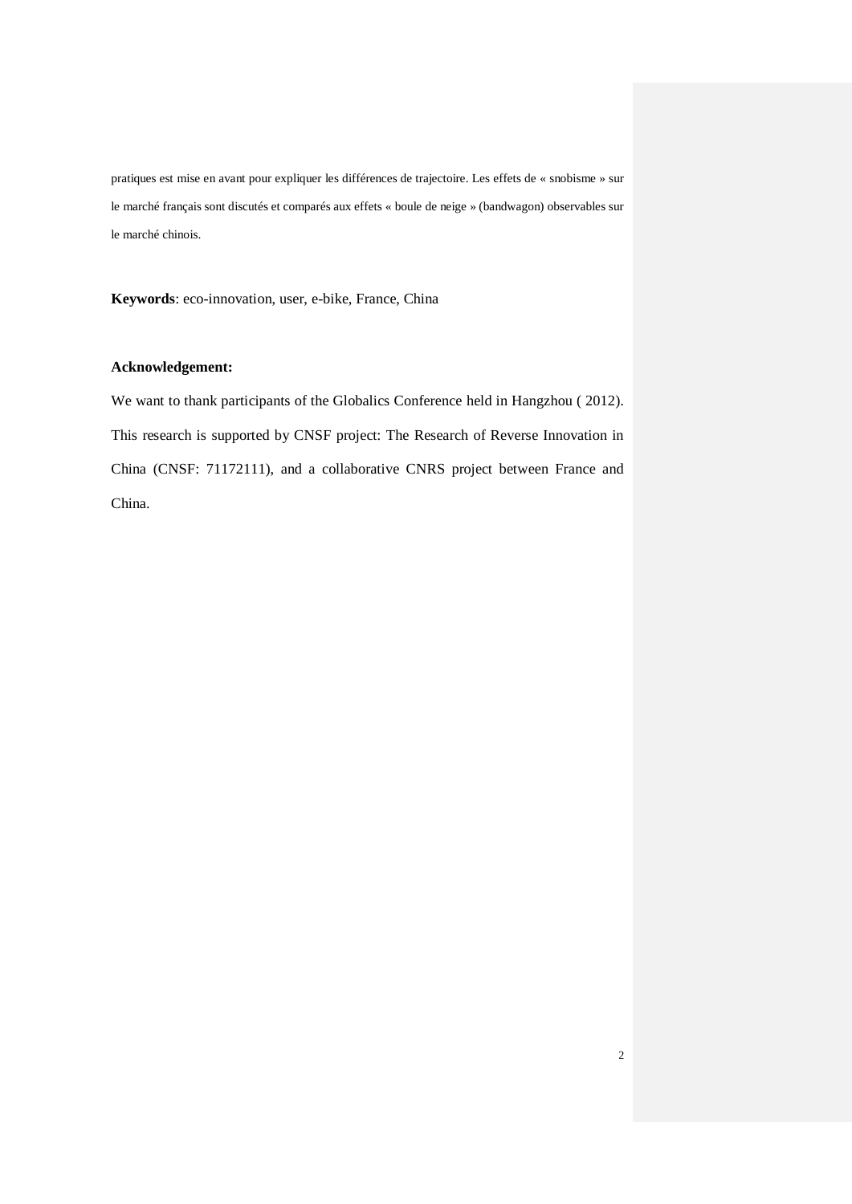pratiques est mise en avant pour expliquer les différences de trajectoire. Les effets de « snobisme » sur le marché français sont discutés et comparés aux effets « boule de neige » (bandwagon) observables sur le marché chinois.

**Keywords**: eco-innovation, user, e-bike, France, China

**Acknowledgement:**

We want to thank participants of the Globalics Conference held in Hangzhou ( 2012). This research is supported by CNSF project: The Research of Reverse Innovation in China (CNSF: 71172111), and a collaborative CNRS project between France and China.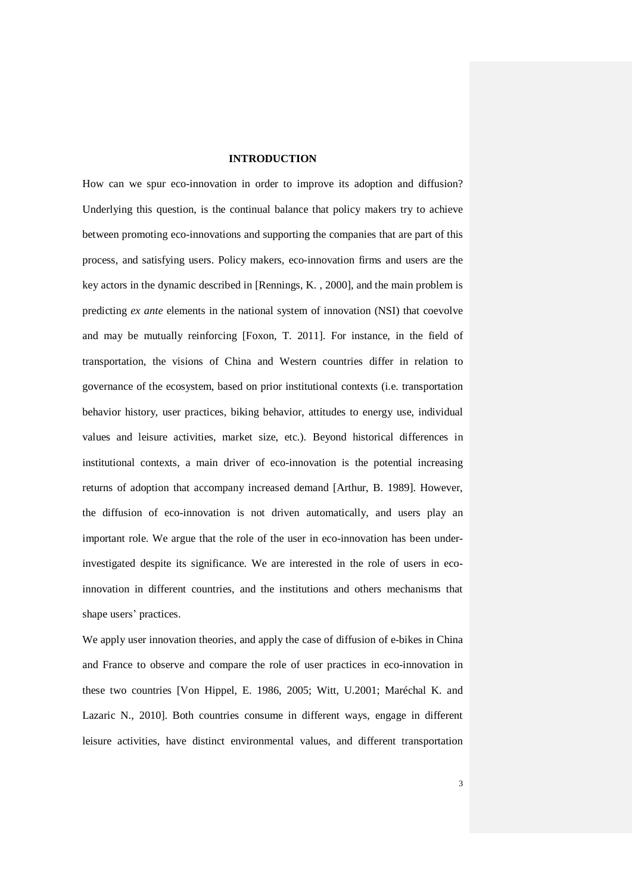# INTRODUCTION

How can we spur eco-innovation in order to improve its adoption and diffusion? Underlying this question, is the continual balance that policy makers try to achieve between promoting eco-innovations and supporting the companies that are part of this process, and satisfying users. Policy makers, eco-innovation firms and users are the key actors in the dynamic described in [Rennings, K. , 2000], and the main problem is predicting *ex ante* elements in the national system of innovation (NSI) that coevolve and may be mutually reinforcing [Foxon, T. 2011]. For instance, in the field of transportation, the visions of China and Western countries differ in relation to governance of the ecosystem, based on prior institutional contexts (i.e. transportation behavior history, user practices, biking behavior, attitudes to energy use, individual values and leisure activities, market size, etc.). Beyond historical differences in institutional contexts, a main driver of eco-innovation is the potential increasing returns of adoption that accompany increased demand [Arthur, B. 1989]. However, the diffusion of eco-innovation is not driven automatically, and users play an important role. We argue that the role of the user in eco-innovation has been under-investigated despite its significance. We are interested in the role of users in eco-innovation in different countries, and the institutions and others mechanisms that shape users' practices.

We apply user innovation theories, and apply the case of diffusion of e-bikes in China and France to observe and compare the role of user practices in eco-innovation in these two countries [Von Hippel, E. 1986, 2005; Witt, U.2001; Maréchal K. and Lazaric N., 2010]. Both countries consume in different ways, engage in different leisure activities, have distinct environmental values, and different transportation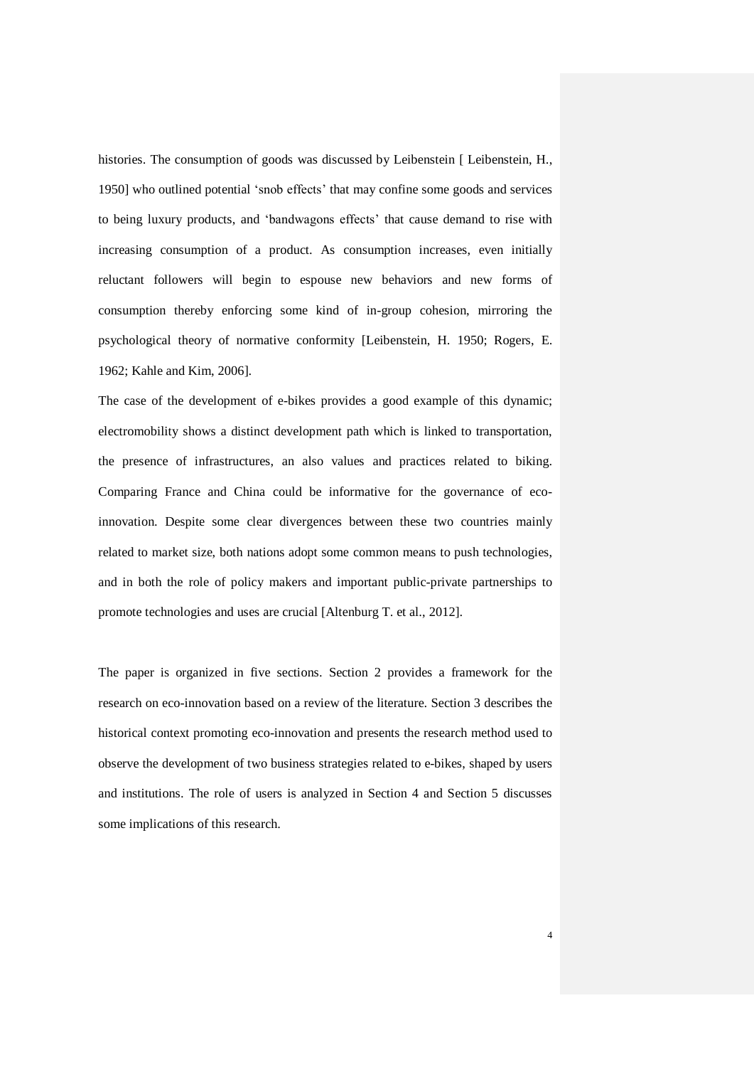histories. The consumption of goods was discussed by Leibenstein [ Leibenstein, H., 1950] who outlined potential 'snob effects' that may confine some goods and services to being luxury products, and 'bandwagons effects' that cause demand to rise with increasing consumption of a product. As consumption increases, even initially reluctant followers will begin to espouse new behaviors and new forms of consumption thereby enforcing some kind of in-group cohesion, mirroring the psychological theory of normative conformity [Leibenstein, H. 1950; Rogers, E. 1962; Kahle and Kim, 2006].

The case of the development of e-bikes provides a good example of this dynamic; electromobility shows a distinct development path which is linked to transportation, the presence of infrastructures, an also values and practices related to biking. Comparing France and China could be informative for the governance of eco-innovation. Despite some clear divergences between these two countries mainly related to market size, both nations adopt some common means to push technologies, and in both the role of policy makers and important public-private partnerships to promote technologies and uses are crucial [Altenburg T. et al., 2012].

The paper is organized in five sections. Section 2 provides a framework for the research on eco-innovation based on a review of the literature. Section 3 describes the historical context promoting eco-innovation and presents the research method used to observe the development of two business strategies related to e-bikes, shaped by users and institutions. The role of users is analyzed in Section 4 and Section 5 discusses some implications of this research.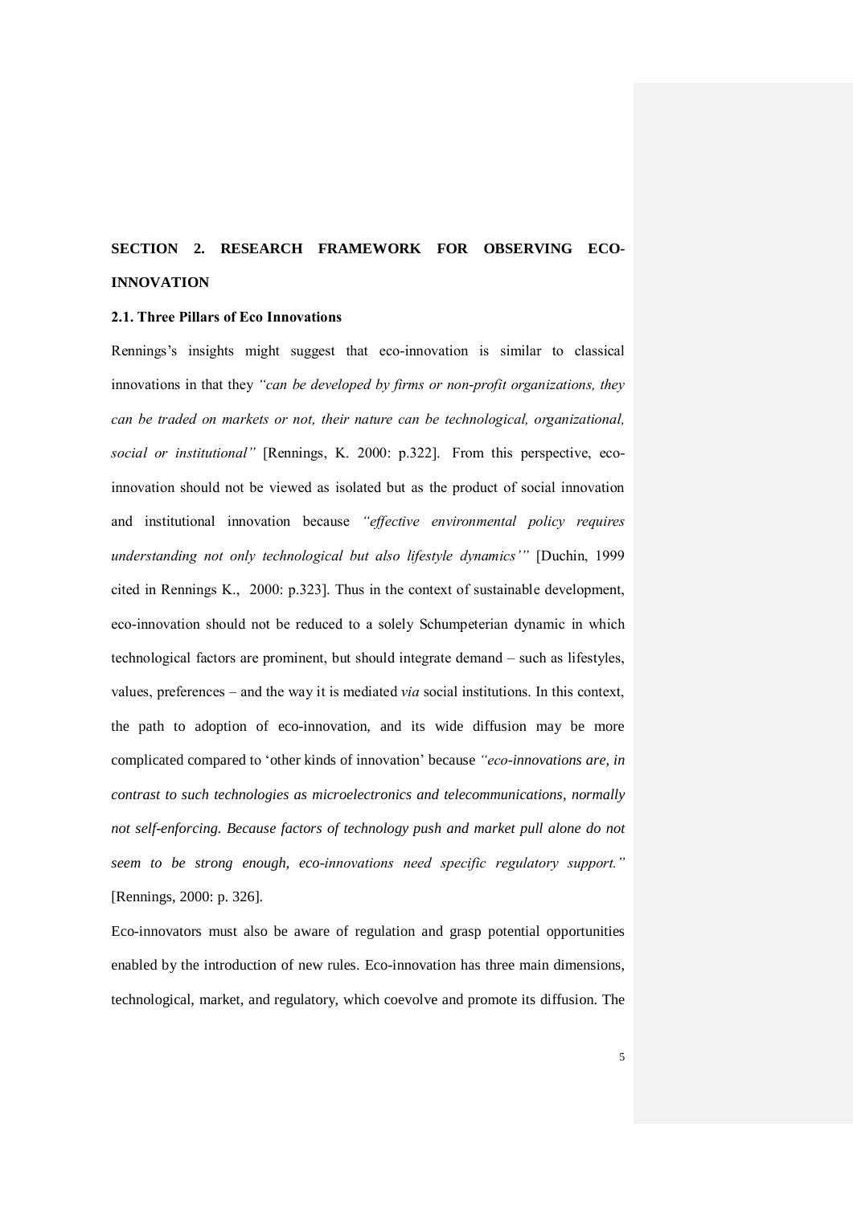## SECTION 2. RESEARCH FRAMEWORK FOR OBSERVING ECO-INNOVATION

### 2.1. Three Pillars of Eco Innovations

Rennings's insights might suggest that eco-innovation is similar to classical innovations in that they *"can be developed by firms or non-profit organizations, they can be traded on markets or not, their nature can be technological, organizational, social or institutional"* [Rennings, K. 2000: p.322]. From this perspective, eco-innovation should not be viewed as isolated but as the product of social innovation and institutional innovation because *"effective environmental policy requires understanding not only technological but also lifestyle dynamics'"* [Duchin, 1999 cited in Rennings K., 2000: p.323]. Thus in the context of sustainable development, eco-innovation should not be reduced to a solely Schumpeterian dynamic in which technological factors are prominent, but should integrate demand – such as lifestyles, values, preferences – and the way it is mediated *via* social institutions. In this context, the path to adoption of eco-innovation, and its wide diffusion may be more complicated compared to 'other kinds of innovation' because *"eco-innovations are, in contrast to such technologies as microelectronics and telecommunications, normally not self-enforcing. Because factors of technology push and market pull alone do not seem to be strong enough, eco-innovations need specific regulatory support."* [Rennings, 2000: p. 326].

Eco-innovators must also be aware of regulation and grasp potential opportunities enabled by the introduction of new rules. Eco-innovation has three main dimensions, technological, market, and regulatory, which coevolve and promote its diffusion. The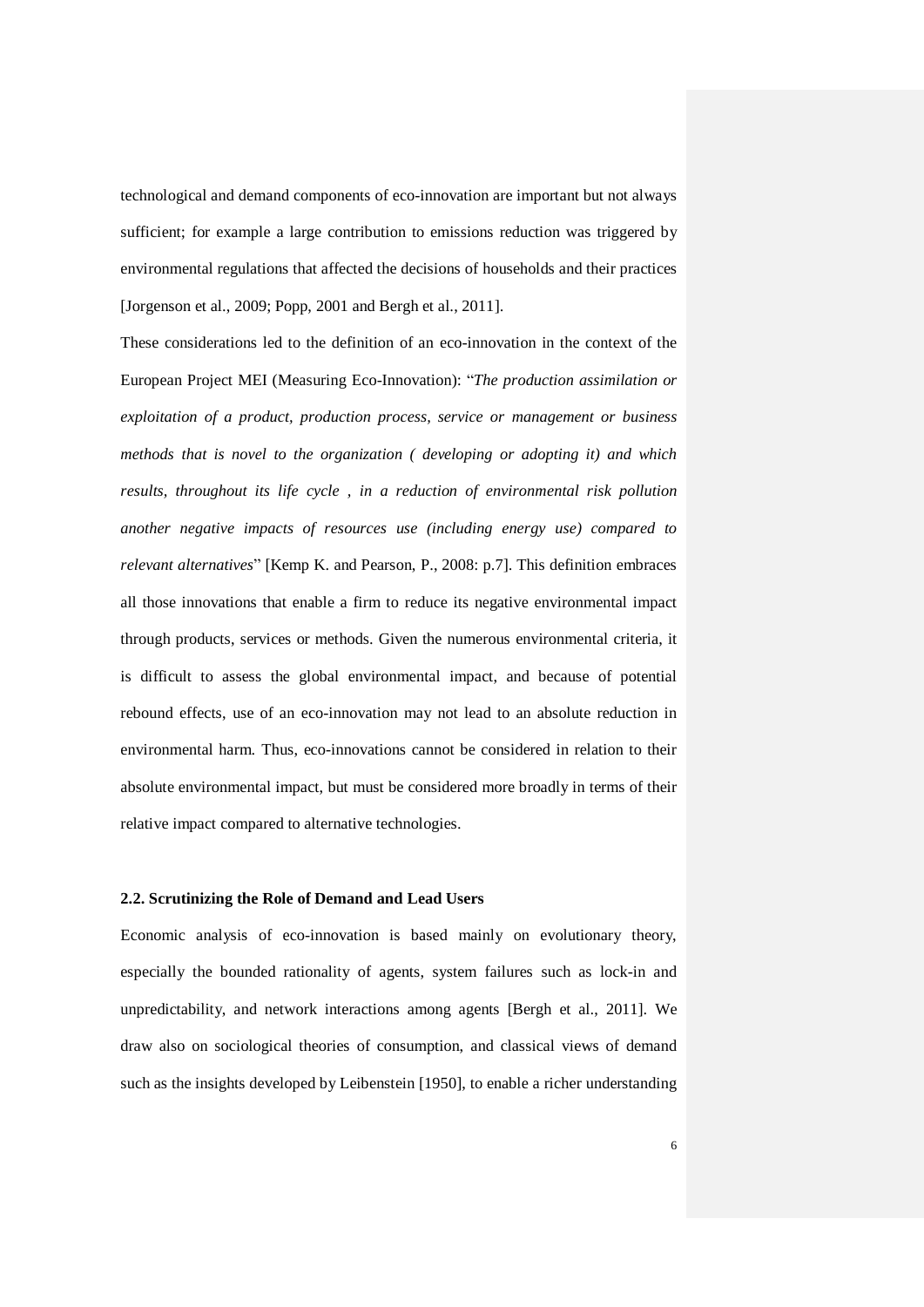technological and demand components of eco-innovation are important but not always sufficient; for example a large contribution to emissions reduction was triggered by environmental regulations that affected the decisions of households and their practices [Jorgenson et al., 2009; Popp, 2001 and Bergh et al., 2011].

These considerations led to the definition of an eco-innovation in the context of the European Project MEI (Measuring Eco-Innovation): "*The production assimilation or exploitation of a product, production process, service or management or business methods that is novel to the organization ( developing or adopting it) and which results, throughout its life cycle , in a reduction of environmental risk pollution another negative impacts of resources use (including energy use) compared to relevant alternatives*" [Kemp K. and Pearson, P., 2008: p.7]. This definition embraces all those innovations that enable a firm to reduce its negative environmental impact through products, services or methods. Given the numerous environmental criteria, it is difficult to assess the global environmental impact, and because of potential rebound effects, use of an eco-innovation may not lead to an absolute reduction in environmental harm. Thus, eco-innovations cannot be considered in relation to their absolute environmental impact, but must be considered more broadly in terms of their relative impact compared to alternative technologies.

### 2.2. Scrutinizing the Role of Demand and Lead Users

Economic analysis of eco-innovation is based mainly on evolutionary theory, especially the bounded rationality of agents, system failures such as lock-in and unpredictability, and network interactions among agents [Bergh et al., 2011]. We draw also on sociological theories of consumption, and classical views of demand such as the insights developed by Leibenstein [1950], to enable a richer understanding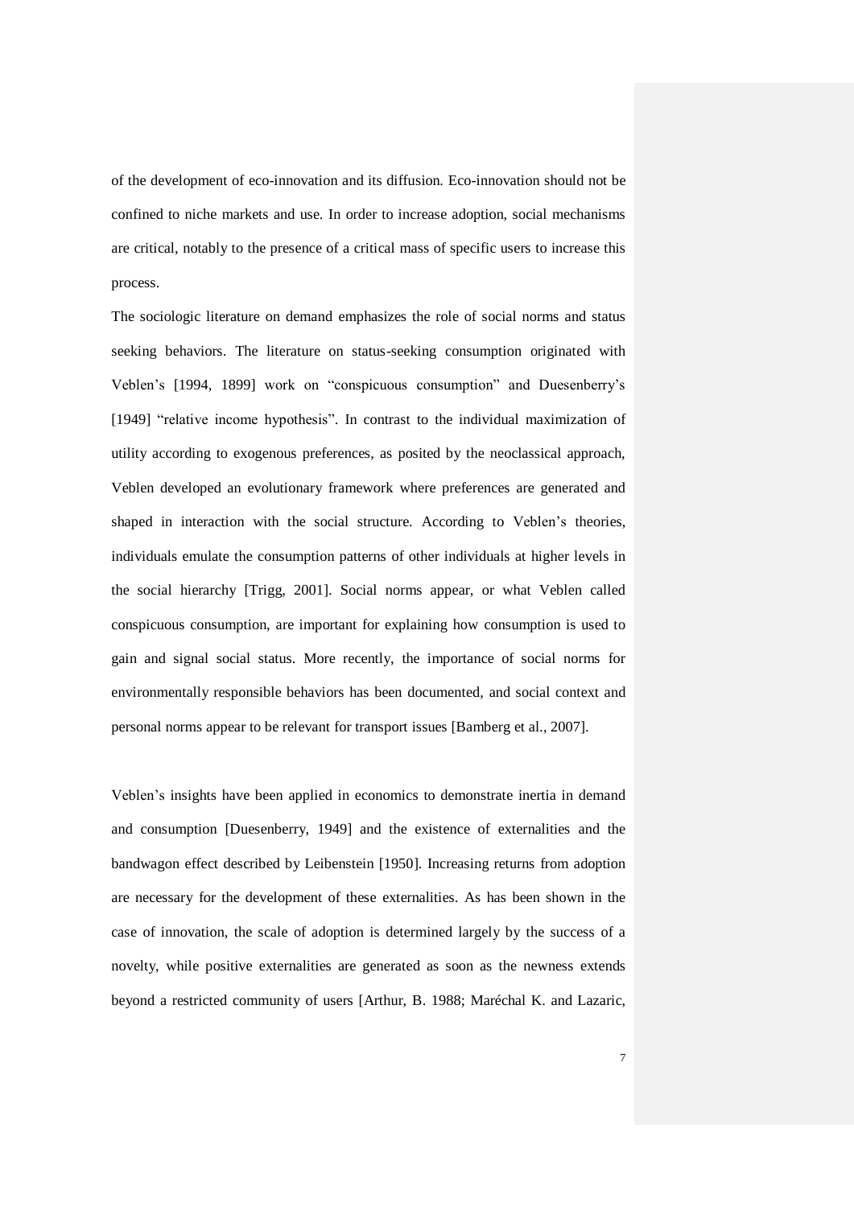of the development of eco-innovation and its diffusion. Eco-innovation should not be confined to niche markets and use. In order to increase adoption, social mechanisms are critical, notably to the presence of a critical mass of specific users to increase this process.

The sociologic literature on demand emphasizes the role of social norms and status seeking behaviors. The literature on status-seeking consumption originated with Veblen's [1994, 1899] work on "conspicuous consumption" and Duesenberry's [1949] "relative income hypothesis". In contrast to the individual maximization of utility according to exogenous preferences, as posited by the neoclassical approach, Veblen developed an evolutionary framework where preferences are generated and shaped in interaction with the social structure. According to Veblen's theories, individuals emulate the consumption patterns of other individuals at higher levels in the social hierarchy [Trigg, 2001]. Social norms appear, or what Veblen called conspicuous consumption, are important for explaining how consumption is used to gain and signal social status. More recently, the importance of social norms for environmentally responsible behaviors has been documented, and social context and personal norms appear to be relevant for transport issues [Bamberg et al., 2007].

Veblen's insights have been applied in economics to demonstrate inertia in demand and consumption [Duesenberry, 1949] and the existence of externalities and the bandwagon effect described by Leibenstein [1950]. Increasing returns from adoption are necessary for the development of these externalities. As has been shown in the case of innovation, the scale of adoption is determined largely by the success of a novelty, while positive externalities are generated as soon as the newness extends beyond a restricted community of users [Arthur, B. 1988; Maréchal K. and Lazaric,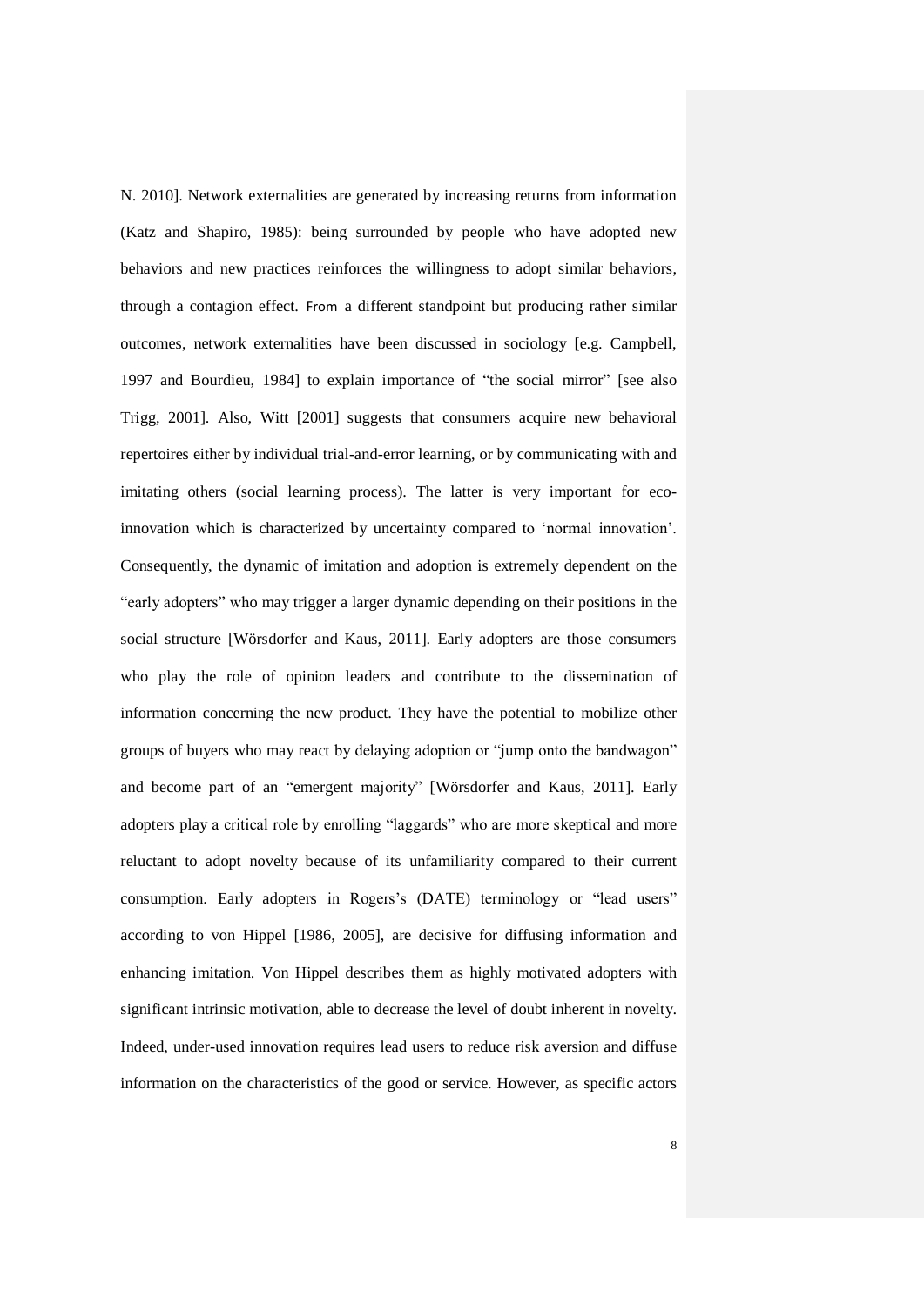N. 2010]. Network externalities are generated by increasing returns from information (Katz and Shapiro, 1985): being surrounded by people who have adopted new behaviors and new practices reinforces the willingness to adopt similar behaviors, through a contagion effect. From a different standpoint but producing rather similar outcomes, network externalities have been discussed in sociology [e.g. Campbell, 1997 and Bourdieu, 1984] to explain importance of "the social mirror" [see also Trigg, 2001]. Also, Witt [2001] suggests that consumers acquire new behavioral repertoires either by individual trial-and-error learning, or by communicating with and imitating others (social learning process). The latter is very important for eco-innovation which is characterized by uncertainty compared to 'normal innovation'. Consequently, the dynamic of imitation and adoption is extremely dependent on the "early adopters" who may trigger a larger dynamic depending on their positions in the social structure [Wörsdorfer and Kaus, 2011]. Early adopters are those consumers who play the role of opinion leaders and contribute to the dissemination of information concerning the new product. They have the potential to mobilize other groups of buyers who may react by delaying adoption or "jump onto the bandwagon" and become part of an "emergent majority" [Wörsdorfer and Kaus, 2011]. Early adopters play a critical role by enrolling "laggards" who are more skeptical and more reluctant to adopt novelty because of its unfamiliarity compared to their current consumption. Early adopters in Rogers's (DATE) terminology or "lead users" according to von Hippel [1986, 2005], are decisive for diffusing information and enhancing imitation. Von Hippel describes them as highly motivated adopters with significant intrinsic motivation, able to decrease the level of doubt inherent in novelty. Indeed, under-used innovation requires lead users to reduce risk aversion and diffuse information on the characteristics of the good or service. However, as specific actors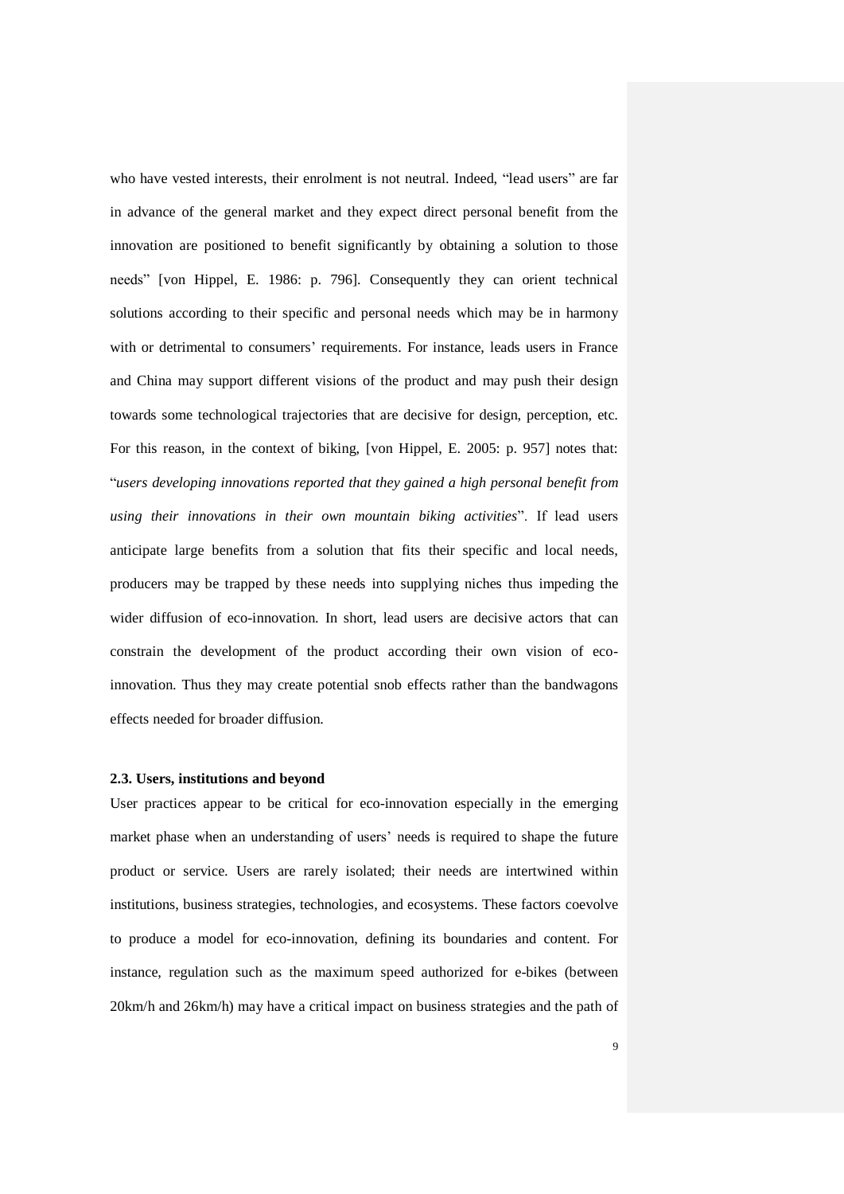who have vested interests, their enrolment is not neutral. Indeed, "lead users" are far in advance of the general market and they expect direct personal benefit from the innovation are positioned to benefit significantly by obtaining a solution to those needs" [von Hippel, E. 1986: p. 796]. Consequently they can orient technical solutions according to their specific and personal needs which may be in harmony with or detrimental to consumers' requirements. For instance, leads users in France and China may support different visions of the product and may push their design towards some technological trajectories that are decisive for design, perception, etc. For this reason, in the context of biking, [von Hippel, E. 2005: p. 957] notes that: "*users developing innovations reported that they gained a high personal benefit from using their innovations in their own mountain biking activities*". If lead users anticipate large benefits from a solution that fits their specific and local needs, producers may be trapped by these needs into supplying niches thus impeding the wider diffusion of eco-innovation. In short, lead users are decisive actors that can constrain the development of the product according their own vision of eco-innovation. Thus they may create potential snob effects rather than the bandwagons effects needed for broader diffusion.

### 2.3. Users, institutions and beyond

User practices appear to be critical for eco-innovation especially in the emerging market phase when an understanding of users' needs is required to shape the future product or service. Users are rarely isolated; their needs are intertwined within institutions, business strategies, technologies, and ecosystems. These factors coevolve to produce a model for eco-innovation, defining its boundaries and content. For instance, regulation such as the maximum speed authorized for e-bikes (between 20km/h and 26km/h) may have a critical impact on business strategies and the path of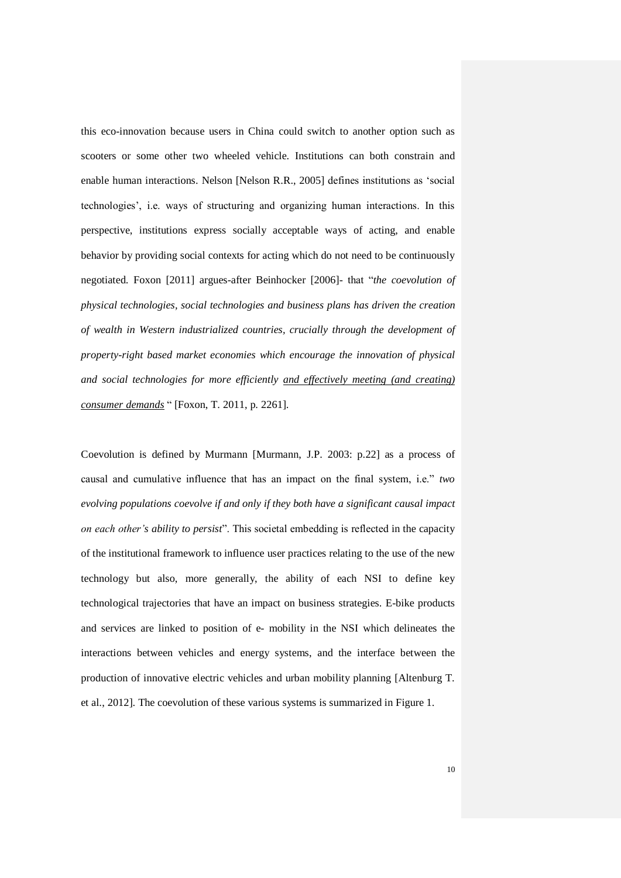this eco-innovation because users in China could switch to another option such as scooters or some other two wheeled vehicle. Institutions can both constrain and enable human interactions. Nelson [Nelson R.R., 2005] defines institutions as 'social technologies', i.e. ways of structuring and organizing human interactions. In this perspective, institutions express socially acceptable ways of acting, and enable behavior by providing social contexts for acting which do not need to be continuously negotiated. Foxon [2011] argues-after Beinhocker [2006]- that "*the coevolution of physical technologies, social technologies and business plans has driven the creation of wealth in Western industrialized countries, crucially through the development of property-right based market economies which encourage the innovation of physical and social technologies for more efficiently <u>and effectively meeting (and creating) consumer demands</u>* " [Foxon, T. 2011, p. 2261].

Coevolution is defined by Murmann [Murmann, J.P. 2003: p.22] as a process of causal and cumulative influence that has an impact on the final system, i.e." *two evolving populations coevolve if and only if they both have a significant causal impact on each other's ability to persist*". This societal embedding is reflected in the capacity of the institutional framework to influence user practices relating to the use of the new technology but also, more generally, the ability of each NSI to define key technological trajectories that have an impact on business strategies. E-bike products and services are linked to position of e- mobility in the NSI which delineates the interactions between vehicles and energy systems, and the interface between the production of innovative electric vehicles and urban mobility planning [Altenburg T. et al., 2012]. The coevolution of these various systems is summarized in Figure 1.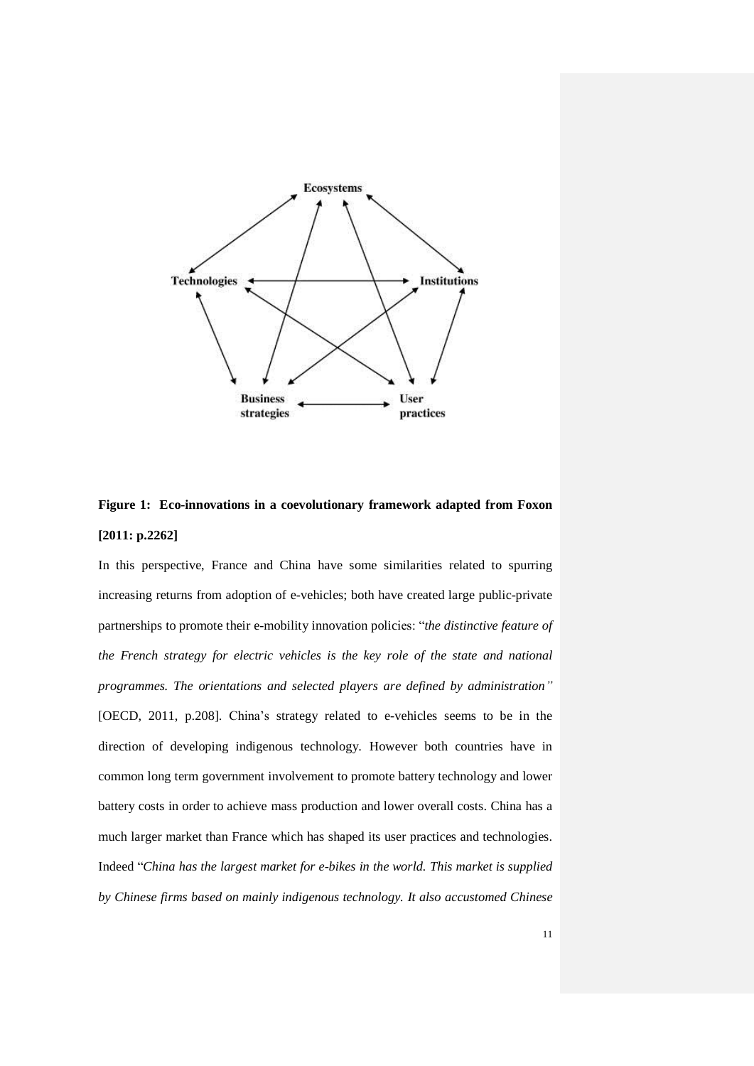**Figure 1: Eco-innovations in a coevolutionary framework adapted from Foxon [2011: p.2262]**

In this perspective, France and China have some similarities related to spurring increasing returns from adoption of e-vehicles; both have created large public-private partnerships to promote their e-mobility innovation policies: "*the distinctive feature of the French strategy for electric vehicles is the key role of the state and national programmes. The orientations and selected players are defined by administration"* [OECD, 2011, p.208]. China's strategy related to e-vehicles seems to be in the direction of developing indigenous technology. However both countries have in common long term government involvement to promote battery technology and lower battery costs in order to achieve mass production and lower overall costs. China has a much larger market than France which has shaped its user practices and technologies. Indeed "*China has the largest market for e-bikes in the world. This market is supplied by Chinese firms based on mainly indigenous technology. It also accustomed Chinese*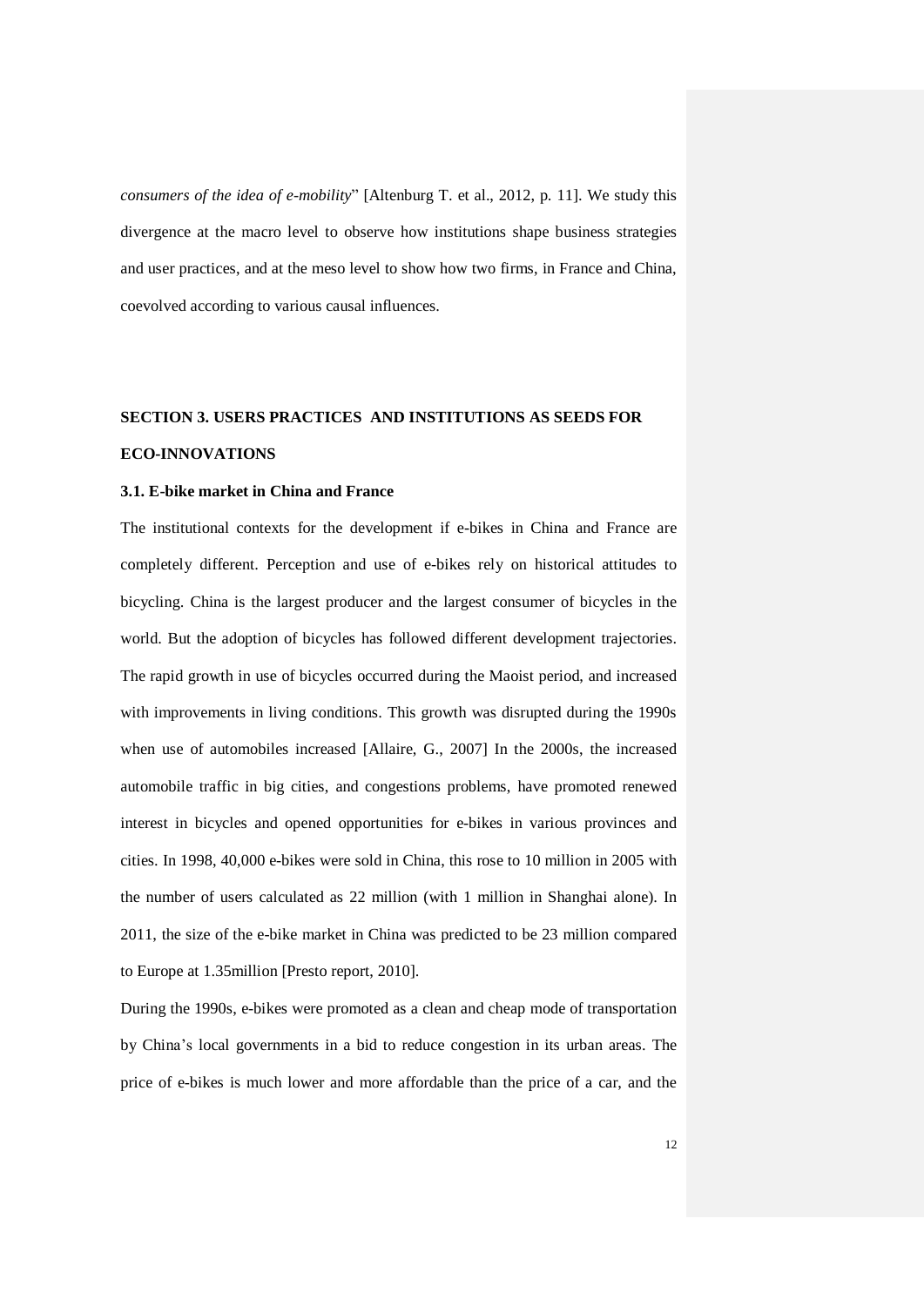*consumers of the idea of e-mobility*" [Altenburg T. et al., 2012, p. 11]. We study this divergence at the macro level to observe how institutions shape business strategies and user practices, and at the meso level to show how two firms, in France and China, coevolved according to various causal influences.

## SECTION 3. USERS PRACTICES AND INSTITUTIONS AS SEEDS FOR ECO-INNOVATIONS

### 3.1. E-bike market in China and France

The institutional contexts for the development if e-bikes in China and France are completely different. Perception and use of e-bikes rely on historical attitudes to bicycling. China is the largest producer and the largest consumer of bicycles in the world. But the adoption of bicycles has followed different development trajectories. The rapid growth in use of bicycles occurred during the Maoist period, and increased with improvements in living conditions. This growth was disrupted during the 1990s when use of automobiles increased [Allaire, G., 2007] In the 2000s, the increased automobile traffic in big cities, and congestions problems, have promoted renewed interest in bicycles and opened opportunities for e-bikes in various provinces and cities. In 1998, 40,000 e-bikes were sold in China, this rose to 10 million in 2005 with the number of users calculated as 22 million (with 1 million in Shanghai alone). In 2011, the size of the e-bike market in China was predicted to be 23 million compared to Europe at 1.35million [Presto report, 2010].

During the 1990s, e-bikes were promoted as a clean and cheap mode of transportation by China's local governments in a bid to reduce congestion in its urban areas. The price of e-bikes is much lower and more affordable than the price of a car, and the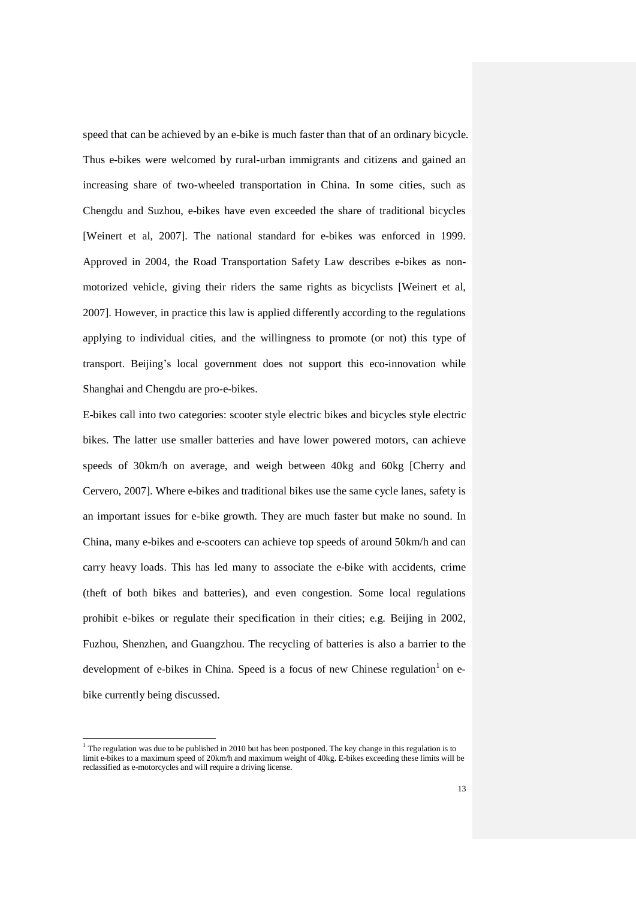speed that can be achieved by an e-bike is much faster than that of an ordinary bicycle. Thus e-bikes were welcomed by rural-urban immigrants and citizens and gained an increasing share of two-wheeled transportation in China. In some cities, such as Chengdu and Suzhou, e-bikes have even exceeded the share of traditional bicycles [Weinert et al, 2007]. The national standard for e-bikes was enforced in 1999. Approved in 2004, the Road Transportation Safety Law describes e-bikes as non-motorized vehicle, giving their riders the same rights as bicyclists [Weinert et al, 2007]. However, in practice this law is applied differently according to the regulations applying to individual cities, and the willingness to promote (or not) this type of transport. Beijing's local government does not support this eco-innovation while Shanghai and Chengdu are pro-e-bikes.

E-bikes call into two categories: scooter style electric bikes and bicycles style electric bikes. The latter use smaller batteries and have lower powered motors, can achieve speeds of 30km/h on average, and weigh between 40kg and 60kg [Cherry and Cervero, 2007]. Where e-bikes and traditional bikes use the same cycle lanes, safety is an important issues for e-bike growth. They are much faster but make no sound. In China, many e-bikes and e-scooters can achieve top speeds of around 50km/h and can carry heavy loads. This has led many to associate the e-bike with accidents, crime (theft of both bikes and batteries), and even congestion. Some local regulations prohibit e-bikes or regulate their specification in their cities; e.g. Beijing in 2002, Fuzhou, Shenzhen, and Guangzhou. The recycling of batteries is also a barrier to the development of e-bikes in China. Speed is a focus of new Chinese regulation[1] on e-bike currently being discussed.

[1] The regulation was due to be published in 2010 but has been postponed. The key change in this regulation is to limit e-bikes to a maximum speed of 20km/h and maximum weight of 40kg. E-bikes exceeding these limits will be reclassified as e-motorcycles and will require a driving license.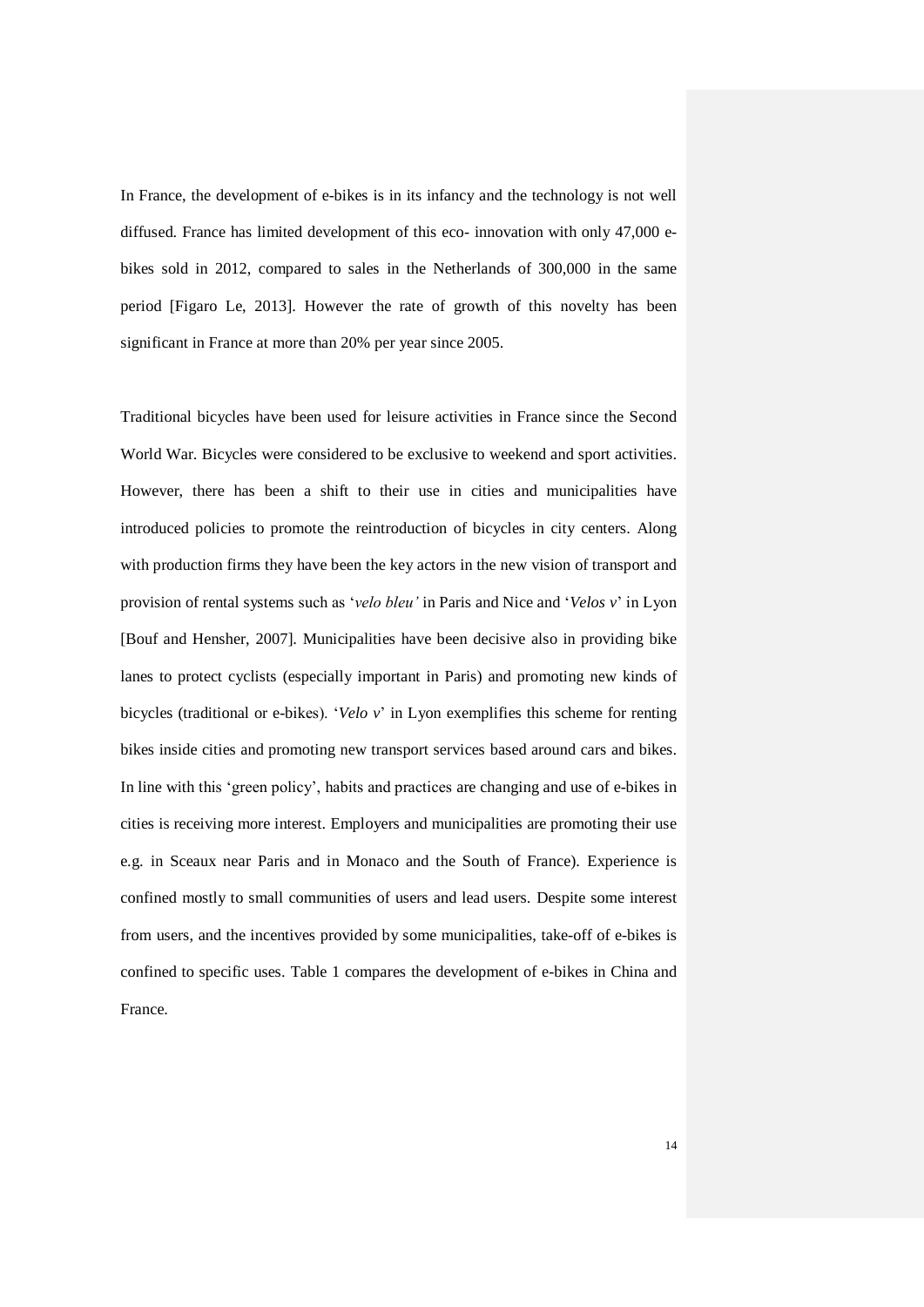In France, the development of e-bikes is in its infancy and the technology is not well diffused. France has limited development of this eco- innovation with only 47,000 e-bikes sold in 2012, compared to sales in the Netherlands of 300,000 in the same period [Figaro Le, 2013]. However the rate of growth of this novelty has been significant in France at more than 20% per year since 2005.

Traditional bicycles have been used for leisure activities in France since the Second World War. Bicycles were considered to be exclusive to weekend and sport activities. However, there has been a shift to their use in cities and municipalities have introduced policies to promote the reintroduction of bicycles in city centers. Along with production firms they have been the key actors in the new vision of transport and provision of rental systems such as '*velo bleu'* in Paris and Nice and '*Velos v*' in Lyon [Bouf and Hensher, 2007]. Municipalities have been decisive also in providing bike lanes to protect cyclists (especially important in Paris) and promoting new kinds of bicycles (traditional or e-bikes). '*Velo v*' in Lyon exemplifies this scheme for renting bikes inside cities and promoting new transport services based around cars and bikes. In line with this 'green policy', habits and practices are changing and use of e-bikes in cities is receiving more interest. Employers and municipalities are promoting their use e.g. in Sceaux near Paris and in Monaco and the South of France). Experience is confined mostly to small communities of users and lead users. Despite some interest from users, and the incentives provided by some municipalities, take-off of e-bikes is confined to specific uses. Table 1 compares the development of e-bikes in China and France.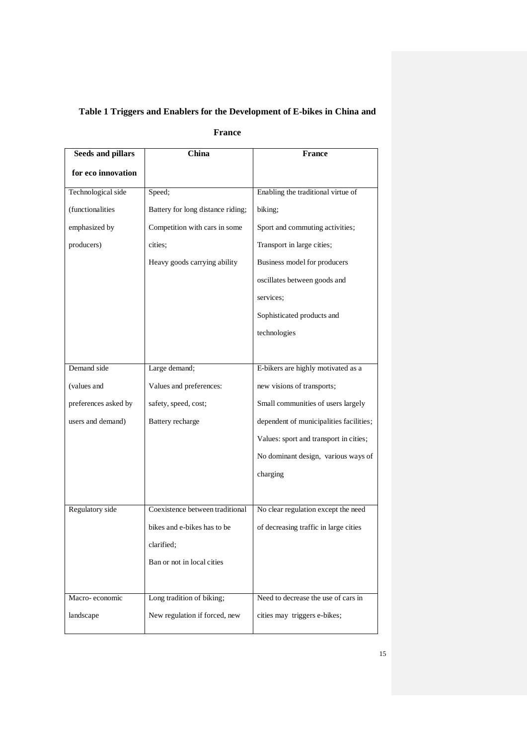**Table 1 Triggers and Enablers for the Development of E-bikes in China and France**

| Seeds and pillars for eco innovation | China | France |
|---|---|---|
| Technological side (functionalities emphasized by producers) | Speed; Battery for long distance riding; Competition with cars in some cities; Heavy goods carrying ability | Enabling the traditional virtue of biking; Sport and commuting activities; Transport in large cities; Business model for producers oscillates between goods and services; Sophisticated products and technologies |
| Demand side (values and preferences asked by users and demand) | Large demand; Values and preferences: safety, speed, cost; Battery recharge | E-bikers are highly motivated as a new visions of transports; Small communities of users largely dependent of municipalities facilities; Values: sport and transport in cities; No dominant design, various ways of charging |
| Regulatory side | Coexistence between traditional bikes and e-bikes has to be clarified; Ban or not in local cities | No clear regulation except the need of decreasing traffic in large cities |
| Macro- economic landscape | Long tradition of biking; New regulation if forced, new | Need to decrease the use of cars in cities may triggers e-bikes; |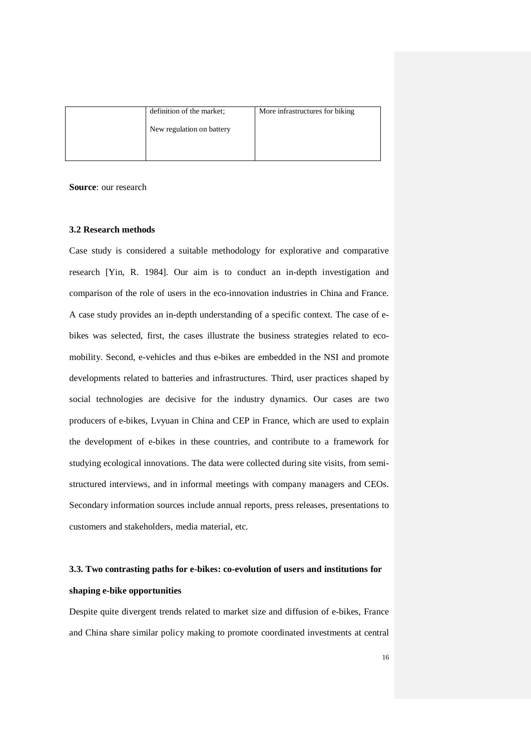|  | definition of the market;<br><br>New regulation on battery | More infrastructures for biking |
|---|---|---|

**Source**: our research

### 3.2 Research methods

Case study is considered a suitable methodology for explorative and comparative research [Yin, R. 1984]. Our aim is to conduct an in-depth investigation and comparison of the role of users in the eco-innovation industries in China and France. A case study provides an in-depth understanding of a specific context. The case of e-bikes was selected, first, the cases illustrate the business strategies related to eco-mobility. Second, e-vehicles and thus e-bikes are embedded in the NSI and promote developments related to batteries and infrastructures. Third, user practices shaped by social technologies are decisive for the industry dynamics. Our cases are two producers of e-bikes, Lvyuan in China and CEP in France, which are used to explain the development of e-bikes in these countries, and contribute to a framework for studying ecological innovations. The data were collected during site visits, from semi-structured interviews, and in informal meetings with company managers and CEOs. Secondary information sources include annual reports, press releases, presentations to customers and stakeholders, media material, etc.

### 3.3. Two contrasting paths for e-bikes: co-evolution of users and institutions for shaping e-bike opportunities

Despite quite divergent trends related to market size and diffusion of e-bikes, France and China share similar policy making to promote coordinated investments at central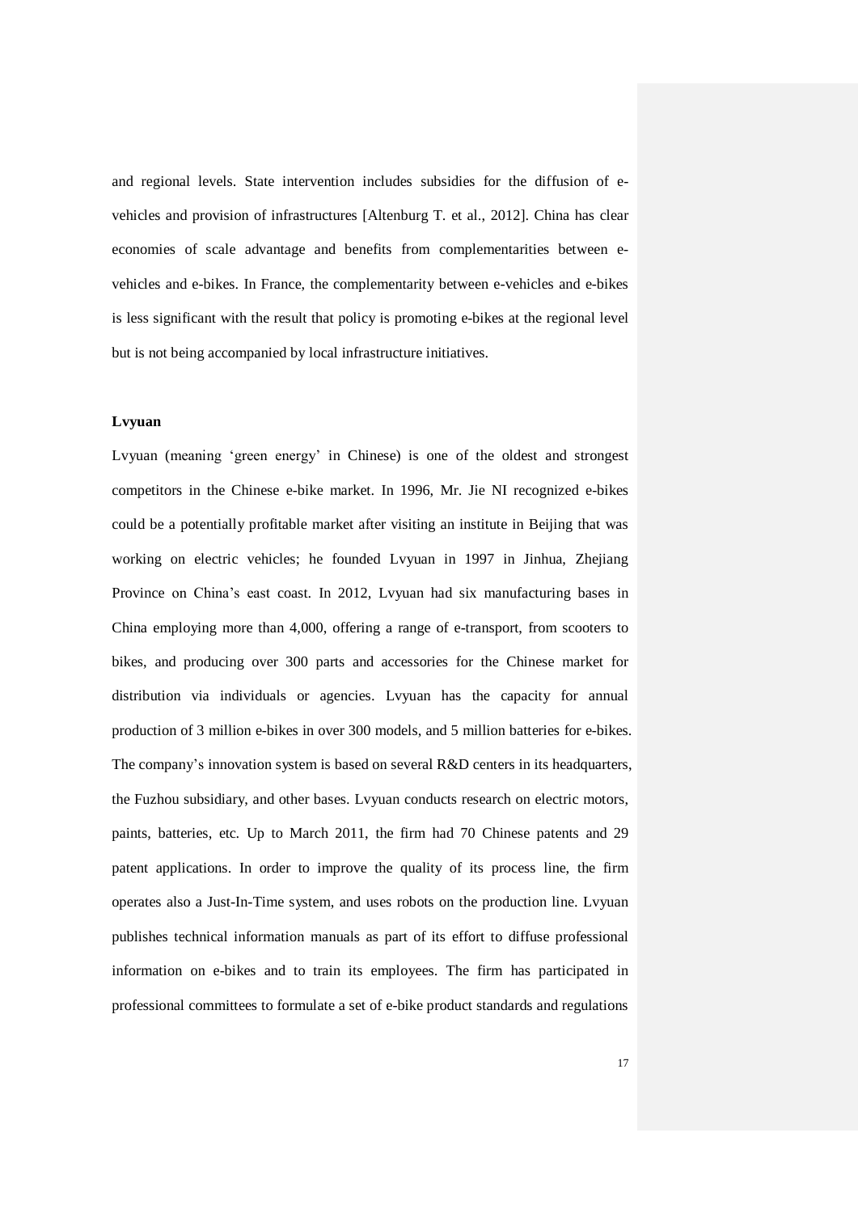and regional levels. State intervention includes subsidies for the diffusion of e-vehicles and provision of infrastructures [Altenburg T. et al., 2012]. China has clear economies of scale advantage and benefits from complementarities between e-vehicles and e-bikes. In France, the complementarity between e-vehicles and e-bikes is less significant with the result that policy is promoting e-bikes at the regional level but is not being accompanied by local infrastructure initiatives.

**Lvyuan**

Lvyuan (meaning 'green energy' in Chinese) is one of the oldest and strongest competitors in the Chinese e-bike market. In 1996, Mr. Jie NI recognized e-bikes could be a potentially profitable market after visiting an institute in Beijing that was working on electric vehicles; he founded Lvyuan in 1997 in Jinhua, Zhejiang Province on China's east coast. In 2012, Lvyuan had six manufacturing bases in China employing more than 4,000, offering a range of e-transport, from scooters to bikes, and producing over 300 parts and accessories for the Chinese market for distribution via individuals or agencies. Lvyuan has the capacity for annual production of 3 million e-bikes in over 300 models, and 5 million batteries for e-bikes. The company's innovation system is based on several R&D centers in its headquarters, the Fuzhou subsidiary, and other bases. Lvyuan conducts research on electric motors, paints, batteries, etc. Up to March 2011, the firm had 70 Chinese patents and 29 patent applications. In order to improve the quality of its process line, the firm operates also a Just-In-Time system, and uses robots on the production line. Lvyuan publishes technical information manuals as part of its effort to diffuse professional information on e-bikes and to train its employees. The firm has participated in professional committees to formulate a set of e-bike product standards and regulations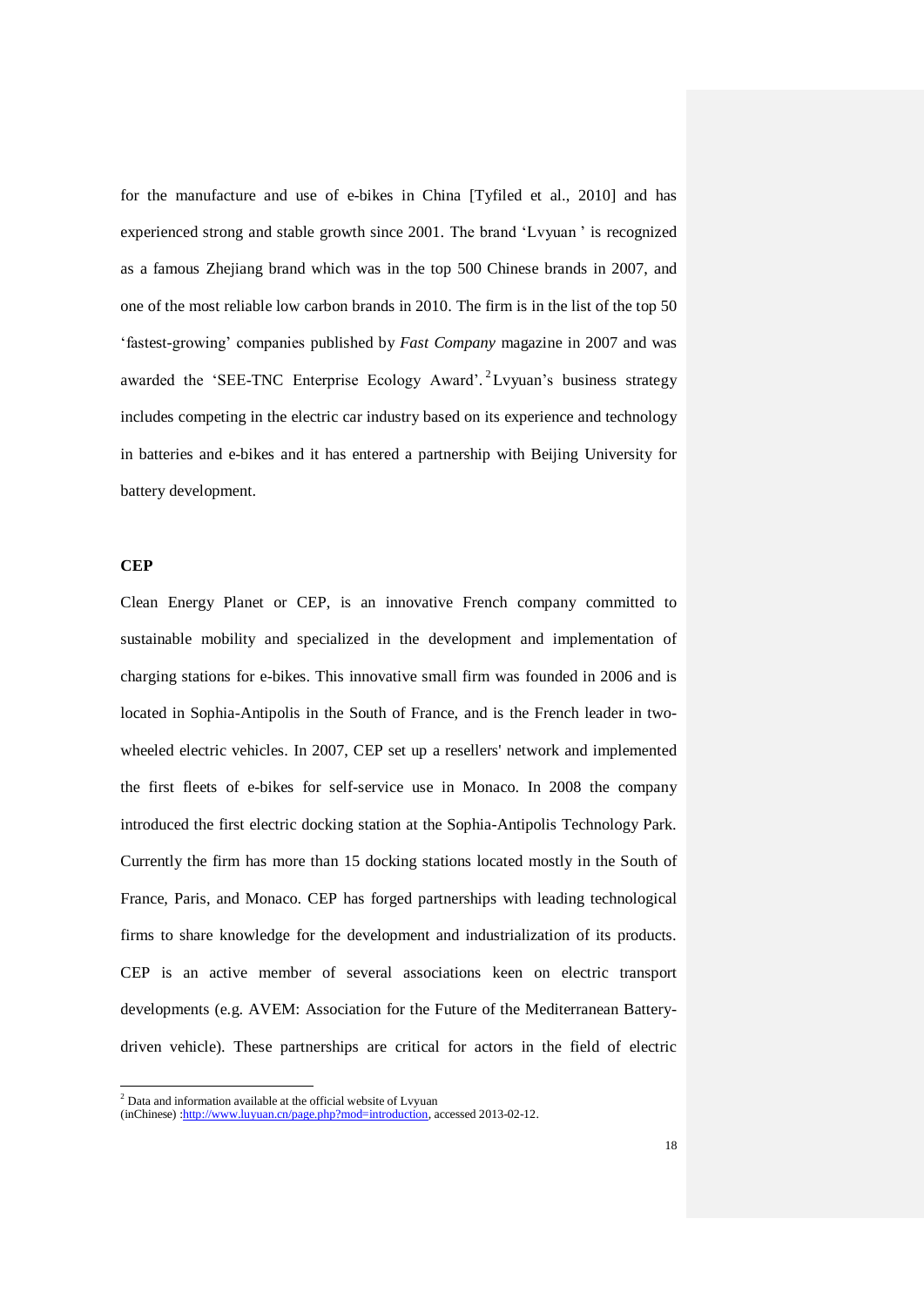for the manufacture and use of e-bikes in China [Tyfiled et al., 2010] and has experienced strong and stable growth since 2001. The brand 'Lvyuan ' is recognized as a famous Zhejiang brand which was in the top 500 Chinese brands in 2007, and one of the most reliable low carbon brands in 2010. The firm is in the list of the top 50 'fastest-growing' companies published by *Fast Company* magazine in 2007 and was awarded the 'SEE-TNC Enterprise Ecology Award'.[2] Lvyuan's business strategy includes competing in the electric car industry based on its experience and technology in batteries and e-bikes and it has entered a partnership with Beijing University for battery development.

**CEP**

Clean Energy Planet or CEP, is an innovative French company committed to sustainable mobility and specialized in the development and implementation of charging stations for e-bikes. This innovative small firm was founded in 2006 and is located in Sophia-Antipolis in the South of France, and is the French leader in two-wheeled electric vehicles. In 2007, CEP set up a resellers' network and implemented the first fleets of e-bikes for self-service use in Monaco. In 2008 the company introduced the first electric docking station at the Sophia-Antipolis Technology Park. Currently the firm has more than 15 docking stations located mostly in the South of France, Paris, and Monaco. CEP has forged partnerships with leading technological firms to share knowledge for the development and industrialization of its products. CEP is an active member of several associations keen on electric transport developments (e.g. AVEM: Association for the Future of the Mediterranean Battery-driven vehicle). These partnerships are critical for actors in the field of electric

[2] Data and information available at the official website of Lvyuan (inChinese) :http://www.luyuan.cn/page.php?mod=introduction, accessed 2013-02-12.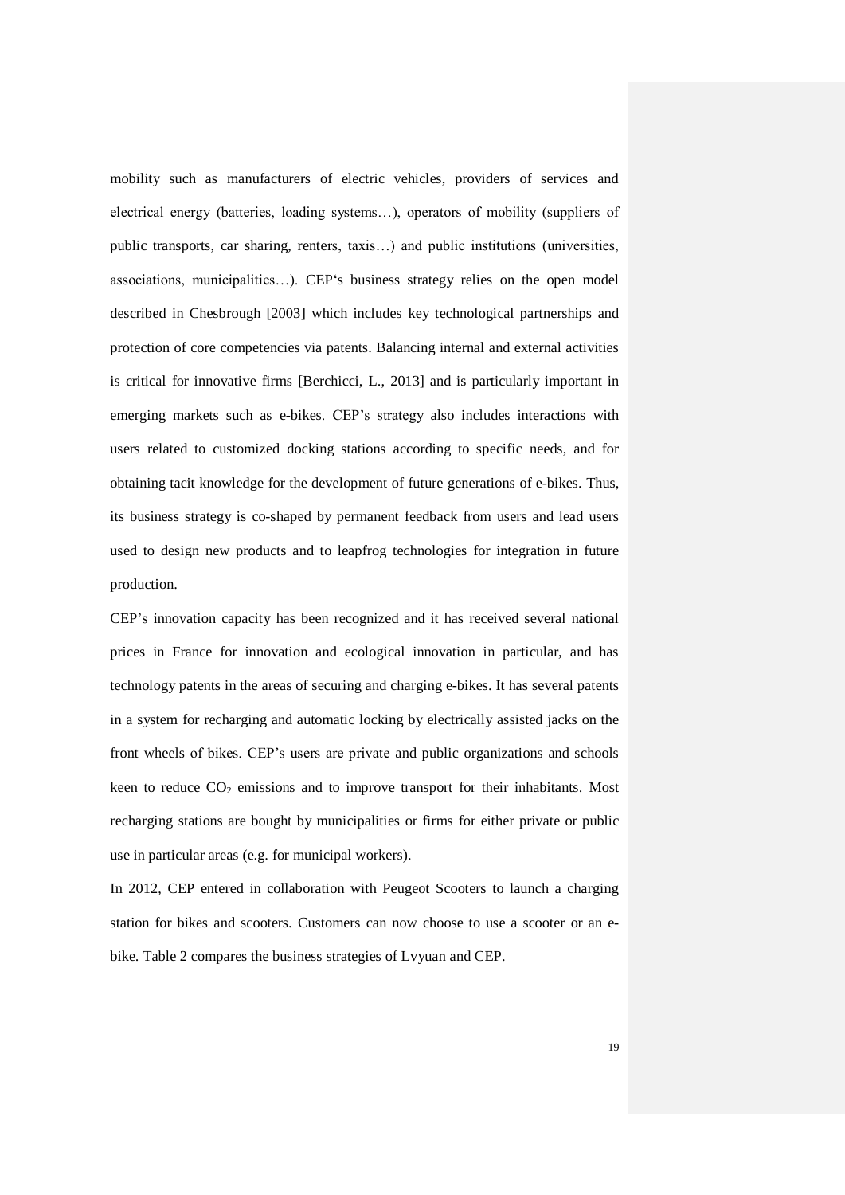mobility such as manufacturers of electric vehicles, providers of services and electrical energy (batteries, loading systems…), operators of mobility (suppliers of public transports, car sharing, renters, taxis…) and public institutions (universities, associations, municipalities…). CEP's business strategy relies on the open model described in Chesbrough [2003] which includes key technological partnerships and protection of core competencies via patents. Balancing internal and external activities is critical for innovative firms [Berchicci, L., 2013] and is particularly important in emerging markets such as e-bikes. CEP's strategy also includes interactions with users related to customized docking stations according to specific needs, and for obtaining tacit knowledge for the development of future generations of e-bikes. Thus, its business strategy is co-shaped by permanent feedback from users and lead users used to design new products and to leapfrog technologies for integration in future production.

CEP's innovation capacity has been recognized and it has received several national prices in France for innovation and ecological innovation in particular, and has technology patents in the areas of securing and charging e-bikes. It has several patents in a system for recharging and automatic locking by electrically assisted jacks on the front wheels of bikes. CEP's users are private and public organizations and schools keen to reduce $CO_2$ emissions and to improve transport for their inhabitants. Most recharging stations are bought by municipalities or firms for either private or public use in particular areas (e.g. for municipal workers).

In 2012, CEP entered in collaboration with Peugeot Scooters to launch a charging station for bikes and scooters. Customers can now choose to use a scooter or an e-bike. Table 2 compares the business strategies of Lvyuan and CEP.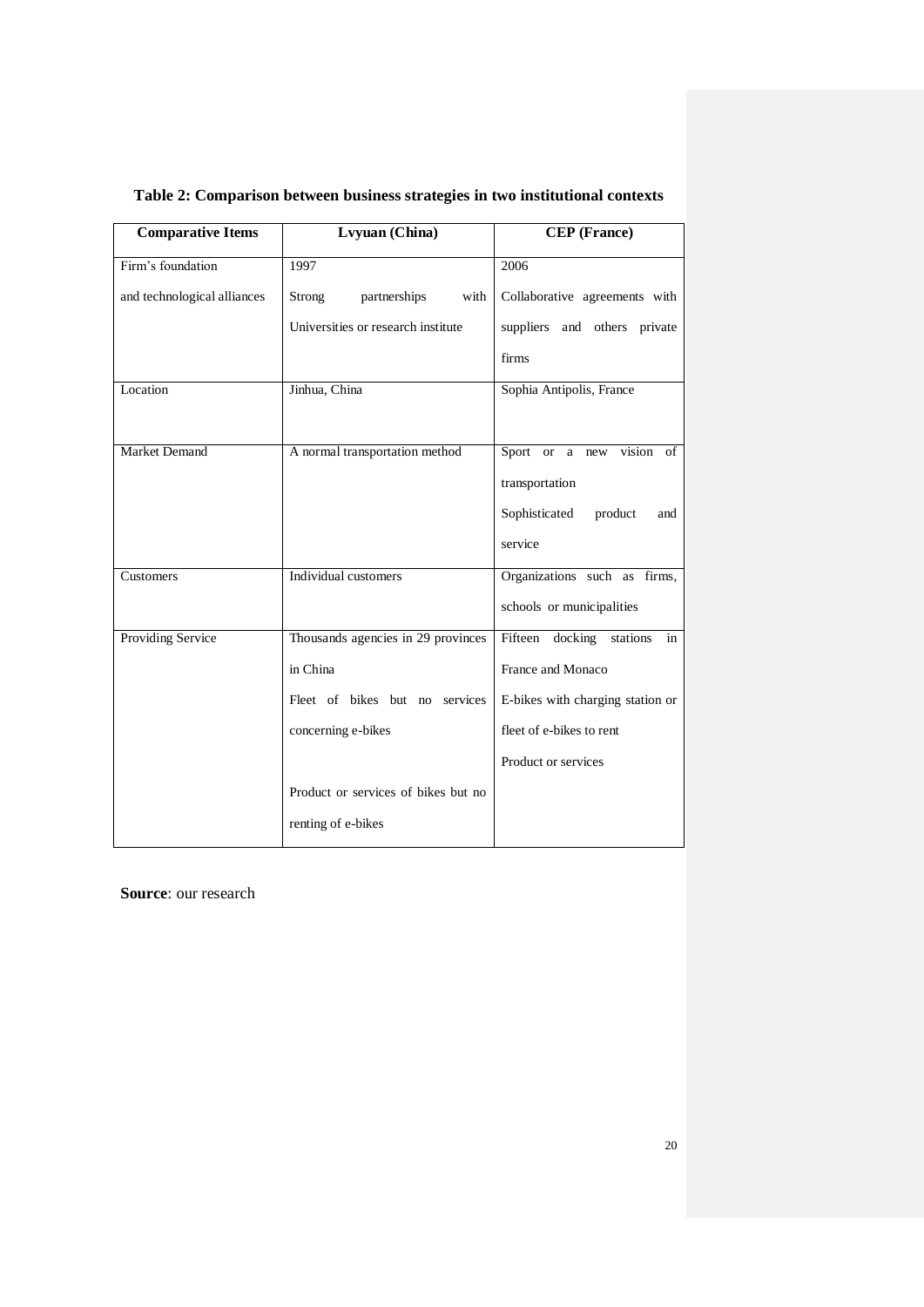**Table 2: Comparison between business strategies in two institutional contexts**

| Comparative Items | Lvyuan (China) | CEP (France) |
|---|---|---|
| Firm's foundation<br>and technological alliances | 1997<br>Strong partnerships with Universities or research institute | 2006<br>Collaborative agreements with suppliers and others private firms |
| Location | Jinhua, China | Sophia Antipolis, France |
| Market Demand | A normal transportation method | Sport or a new vision of transportation<br>Sophisticated product and service |
| Customers | Individual customers | Organizations such as firms, schools or municipalities |
| Providing Service | Thousands agencies in 29 provinces in China<br>Fleet of bikes but no services concerning e-bikes<br><br>Product or services of bikes but no renting of e-bikes | Fifteen docking stations in France and Monaco<br>E-bikes with charging station or fleet of e-bikes to rent<br>Product or services |

**Source**: our research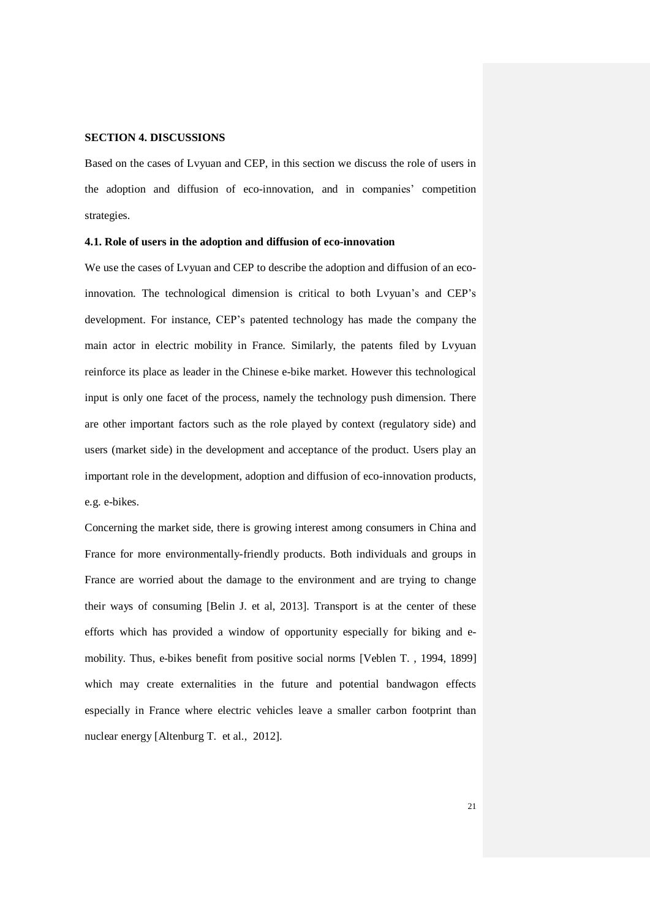## SECTION 4. DISCUSSIONS

Based on the cases of Lvyuan and CEP, in this section we discuss the role of users in the adoption and diffusion of eco-innovation, and in companies' competition strategies.

### 4.1. Role of users in the adoption and diffusion of eco-innovation

We use the cases of Lvyuan and CEP to describe the adoption and diffusion of an eco-innovation. The technological dimension is critical to both Lvyuan's and CEP's development. For instance, CEP's patented technology has made the company the main actor in electric mobility in France. Similarly, the patents filed by Lvyuan reinforce its place as leader in the Chinese e-bike market. However this technological input is only one facet of the process, namely the technology push dimension. There are other important factors such as the role played by context (regulatory side) and users (market side) in the development and acceptance of the product. Users play an important role in the development, adoption and diffusion of eco-innovation products, e.g. e-bikes.

Concerning the market side, there is growing interest among consumers in China and France for more environmentally-friendly products. Both individuals and groups in France are worried about the damage to the environment and are trying to change their ways of consuming [Belin J. et al, 2013]. Transport is at the center of these efforts which has provided a window of opportunity especially for biking and e-mobility. Thus, e-bikes benefit from positive social norms [Veblen T. , 1994, 1899] which may create externalities in the future and potential bandwagon effects especially in France where electric vehicles leave a smaller carbon footprint than nuclear energy [Altenburg T. et al., 2012].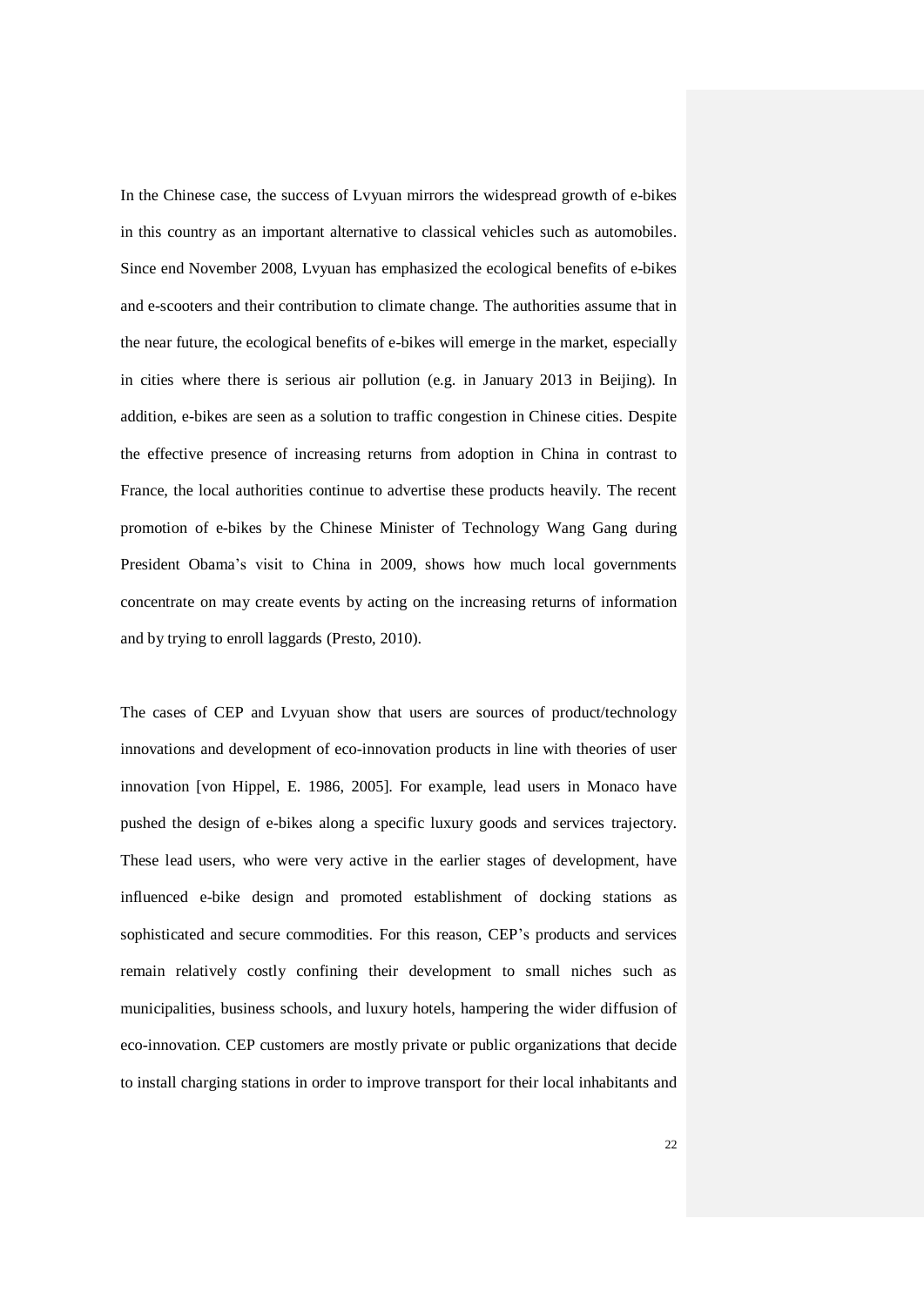In the Chinese case, the success of Lvyuan mirrors the widespread growth of e-bikes in this country as an important alternative to classical vehicles such as automobiles. Since end November 2008, Lvyuan has emphasized the ecological benefits of e-bikes and e-scooters and their contribution to climate change. The authorities assume that in the near future, the ecological benefits of e-bikes will emerge in the market, especially in cities where there is serious air pollution (e.g. in January 2013 in Beijing). In addition, e-bikes are seen as a solution to traffic congestion in Chinese cities. Despite the effective presence of increasing returns from adoption in China in contrast to France, the local authorities continue to advertise these products heavily. The recent promotion of e-bikes by the Chinese Minister of Technology Wang Gang during President Obama's visit to China in 2009, shows how much local governments concentrate on may create events by acting on the increasing returns of information and by trying to enroll laggards (Presto, 2010).

The cases of CEP and Lvyuan show that users are sources of product/technology innovations and development of eco-innovation products in line with theories of user innovation [von Hippel, E. 1986, 2005]. For example, lead users in Monaco have pushed the design of e-bikes along a specific luxury goods and services trajectory. These lead users, who were very active in the earlier stages of development, have influenced e-bike design and promoted establishment of docking stations as sophisticated and secure commodities. For this reason, CEP's products and services remain relatively costly confining their development to small niches such as municipalities, business schools, and luxury hotels, hampering the wider diffusion of eco-innovation. CEP customers are mostly private or public organizations that decide to install charging stations in order to improve transport for their local inhabitants and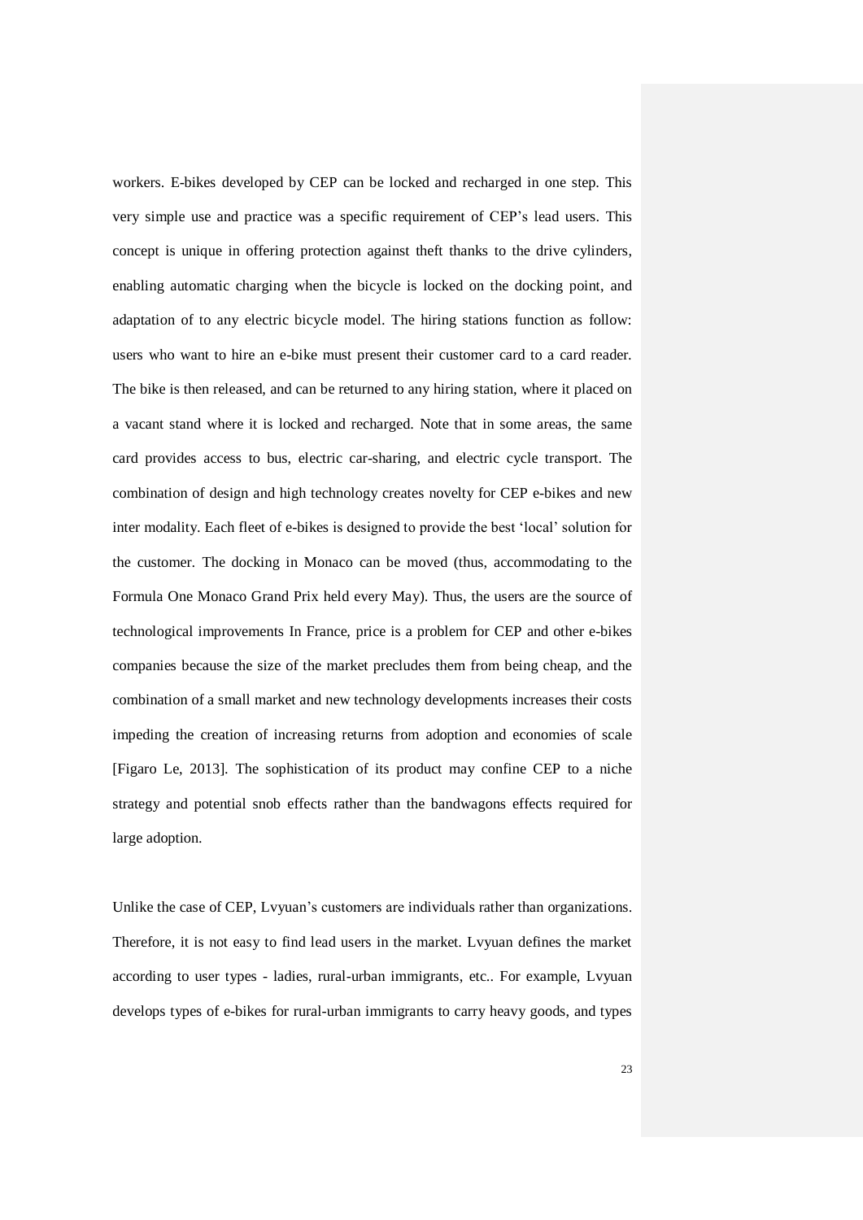workers. E-bikes developed by CEP can be locked and recharged in one step. This very simple use and practice was a specific requirement of CEP's lead users. This concept is unique in offering protection against theft thanks to the drive cylinders, enabling automatic charging when the bicycle is locked on the docking point, and adaptation of to any electric bicycle model. The hiring stations function as follow: users who want to hire an e-bike must present their customer card to a card reader. The bike is then released, and can be returned to any hiring station, where it placed on a vacant stand where it is locked and recharged. Note that in some areas, the same card provides access to bus, electric car-sharing, and electric cycle transport. The combination of design and high technology creates novelty for CEP e-bikes and new inter modality. Each fleet of e-bikes is designed to provide the best 'local' solution for the customer. The docking in Monaco can be moved (thus, accommodating to the Formula One Monaco Grand Prix held every May). Thus, the users are the source of technological improvements In France, price is a problem for CEP and other e-bikes companies because the size of the market precludes them from being cheap, and the combination of a small market and new technology developments increases their costs impeding the creation of increasing returns from adoption and economies of scale [Figaro Le, 2013]. The sophistication of its product may confine CEP to a niche strategy and potential snob effects rather than the bandwagons effects required for large adoption.

Unlike the case of CEP, Lvyuan's customers are individuals rather than organizations. Therefore, it is not easy to find lead users in the market. Lvyuan defines the market according to user types - ladies, rural-urban immigrants, etc.. For example, Lvyuan develops types of e-bikes for rural-urban immigrants to carry heavy goods, and types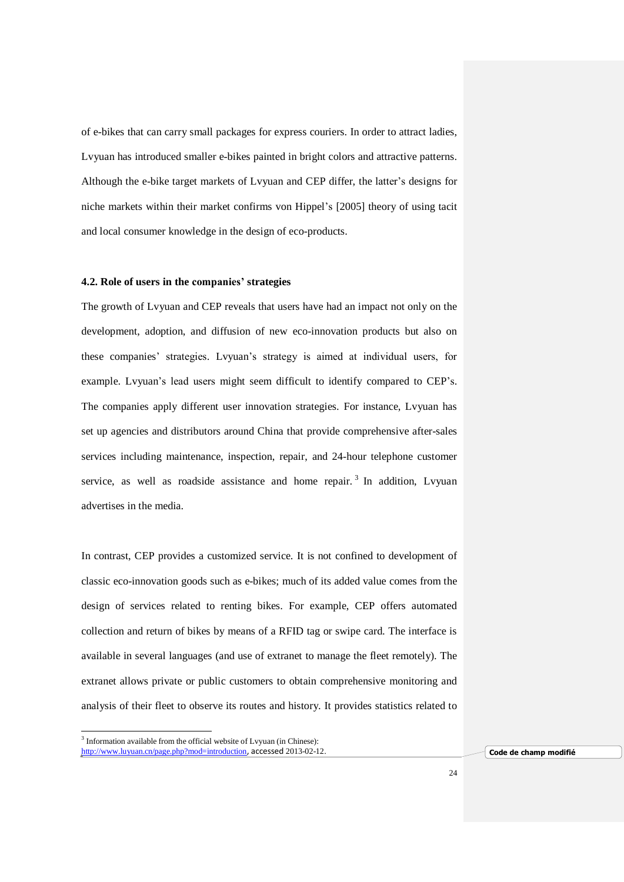of e-bikes that can carry small packages for express couriers. In order to attract ladies, Lvyuan has introduced smaller e-bikes painted in bright colors and attractive patterns. Although the e-bike target markets of Lvyuan and CEP differ, the latter's designs for niche markets within their market confirms von Hippel's [2005] theory of using tacit and local consumer knowledge in the design of eco-products.

### 4.2. Role of users in the companies' strategies

The growth of Lvyuan and CEP reveals that users have had an impact not only on the development, adoption, and diffusion of new eco-innovation products but also on these companies' strategies. Lvyuan's strategy is aimed at individual users, for example. Lvyuan's lead users might seem difficult to identify compared to CEP's. The companies apply different user innovation strategies. For instance, Lvyuan has set up agencies and distributors around China that provide comprehensive after-sales services including maintenance, inspection, repair, and 24-hour telephone customer service, as well as roadside assistance and home repair. [3] In addition, Lvyuan advertises in the media.

In contrast, CEP provides a customized service. It is not confined to development of classic eco-innovation goods such as e-bikes; much of its added value comes from the design of services related to renting bikes. For example, CEP offers automated collection and return of bikes by means of a RFID tag or swipe card. The interface is available in several languages (and use of extranet to manage the fleet remotely). The extranet allows private or public customers to obtain comprehensive monitoring and analysis of their fleet to observe its routes and history. It provides statistics related to

[3] Information available from the official website of Lvyuan (in Chinese): http://www.luyuan.cn/page.php?mod=introduction, accessed 2013-02-12.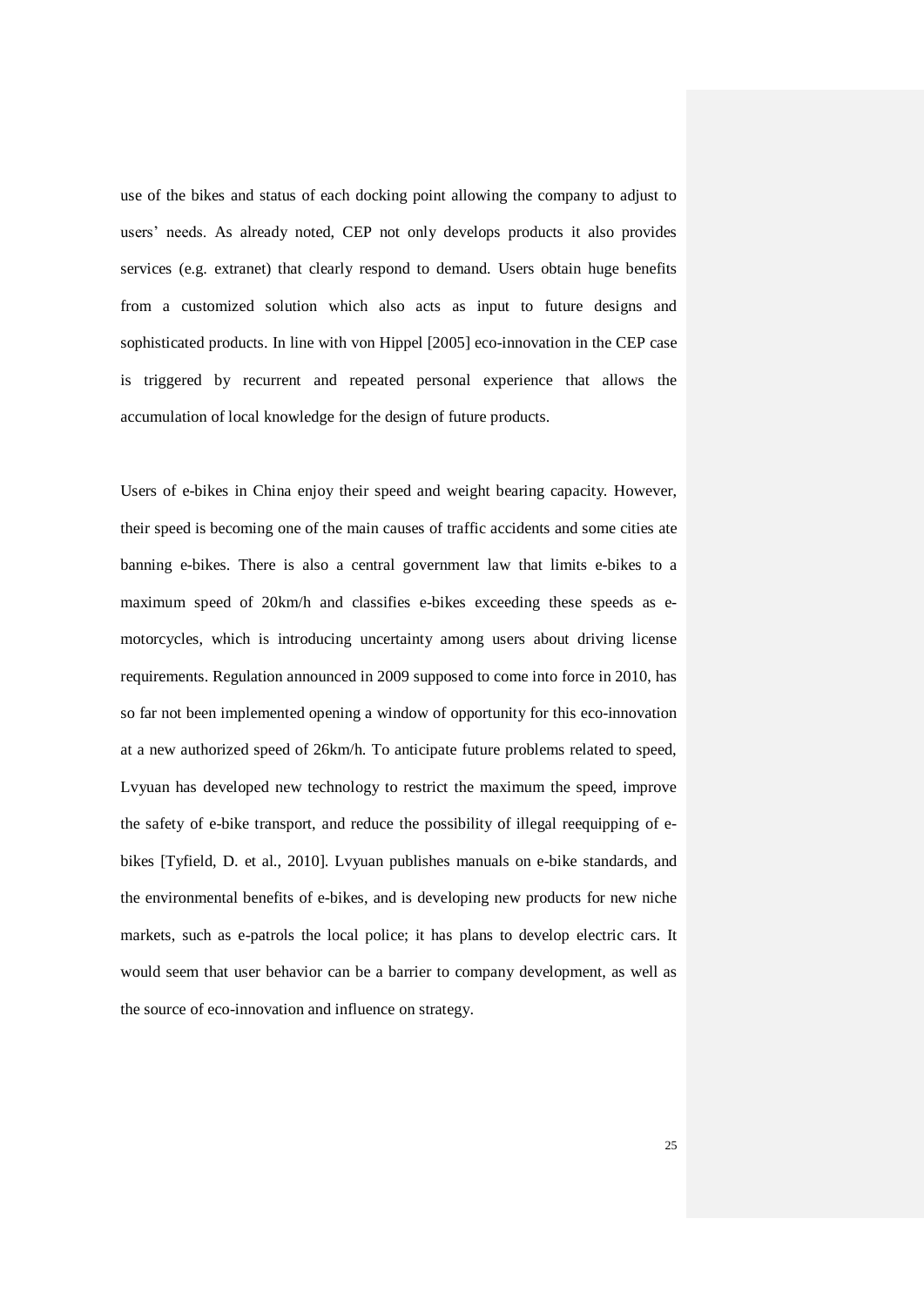use of the bikes and status of each docking point allowing the company to adjust to users' needs. As already noted, CEP not only develops products it also provides services (e.g. extranet) that clearly respond to demand. Users obtain huge benefits from a customized solution which also acts as input to future designs and sophisticated products. In line with von Hippel [2005] eco-innovation in the CEP case is triggered by recurrent and repeated personal experience that allows the accumulation of local knowledge for the design of future products.

Users of e-bikes in China enjoy their speed and weight bearing capacity. However, their speed is becoming one of the main causes of traffic accidents and some cities ate banning e-bikes. There is also a central government law that limits e-bikes to a maximum speed of 20km/h and classifies e-bikes exceeding these speeds as e-motorcycles, which is introducing uncertainty among users about driving license requirements. Regulation announced in 2009 supposed to come into force in 2010, has so far not been implemented opening a window of opportunity for this eco-innovation at a new authorized speed of 26km/h. To anticipate future problems related to speed, Lvyuan has developed new technology to restrict the maximum the speed, improve the safety of e-bike transport, and reduce the possibility of illegal reequipping of e-bikes [Tyfield, D. et al., 2010]. Lvyuan publishes manuals on e-bike standards, and the environmental benefits of e-bikes, and is developing new products for new niche markets, such as e-patrols the local police; it has plans to develop electric cars. It would seem that user behavior can be a barrier to company development, as well as the source of eco-innovation and influence on strategy.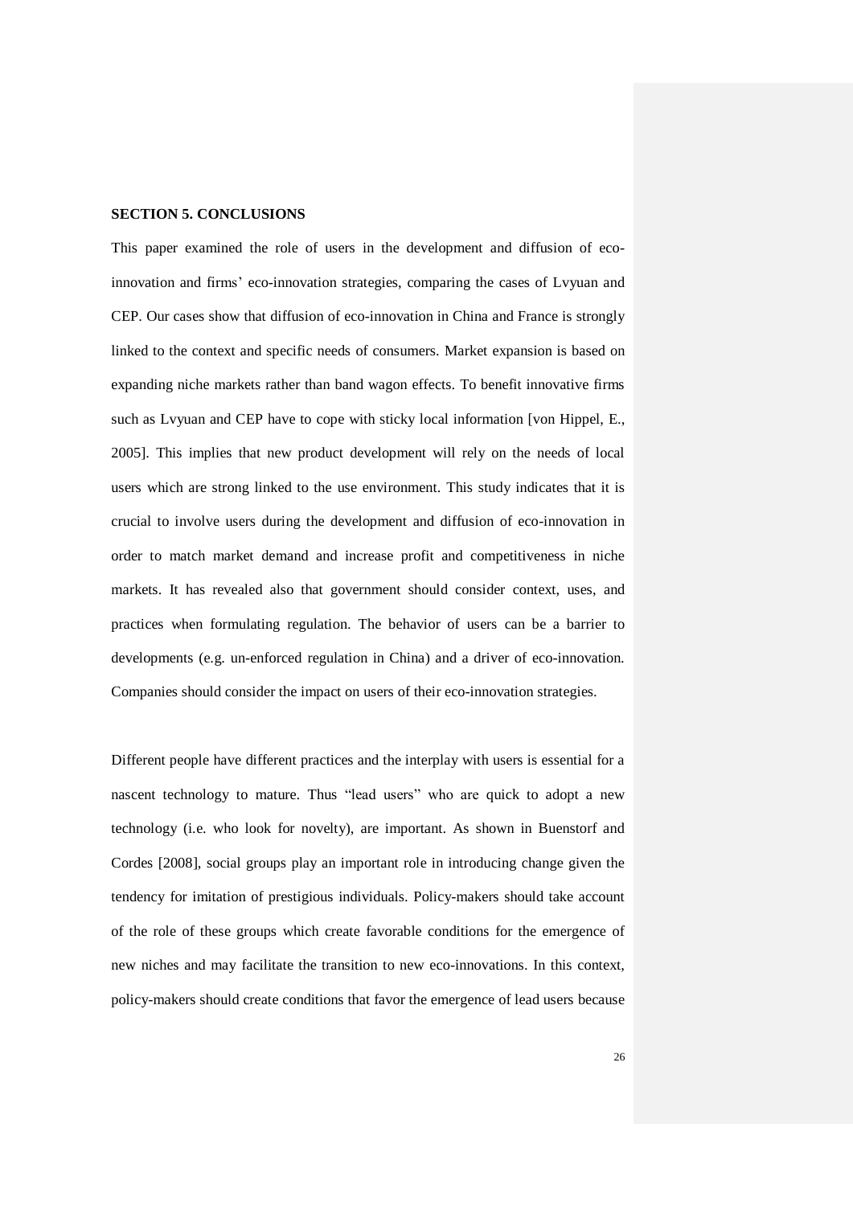**SECTION 5. CONCLUSIONS**

This paper examined the role of users in the development and diffusion of eco-innovation and firms' eco-innovation strategies, comparing the cases of Lvyuan and CEP. Our cases show that diffusion of eco-innovation in China and France is strongly linked to the context and specific needs of consumers. Market expansion is based on expanding niche markets rather than band wagon effects. To benefit innovative firms such as Lvyuan and CEP have to cope with sticky local information [von Hippel, E., 2005]. This implies that new product development will rely on the needs of local users which are strong linked to the use environment. This study indicates that it is crucial to involve users during the development and diffusion of eco-innovation in order to match market demand and increase profit and competitiveness in niche markets. It has revealed also that government should consider context, uses, and practices when formulating regulation. The behavior of users can be a barrier to developments (e.g. un-enforced regulation in China) and a driver of eco-innovation. Companies should consider the impact on users of their eco-innovation strategies.

Different people have different practices and the interplay with users is essential for a nascent technology to mature. Thus "lead users" who are quick to adopt a new technology (i.e. who look for novelty), are important. As shown in Buenstorf and Cordes [2008], social groups play an important role in introducing change given the tendency for imitation of prestigious individuals. Policy-makers should take account of the role of these groups which create favorable conditions for the emergence of new niches and may facilitate the transition to new eco-innovations. In this context, policy-makers should create conditions that favor the emergence of lead users because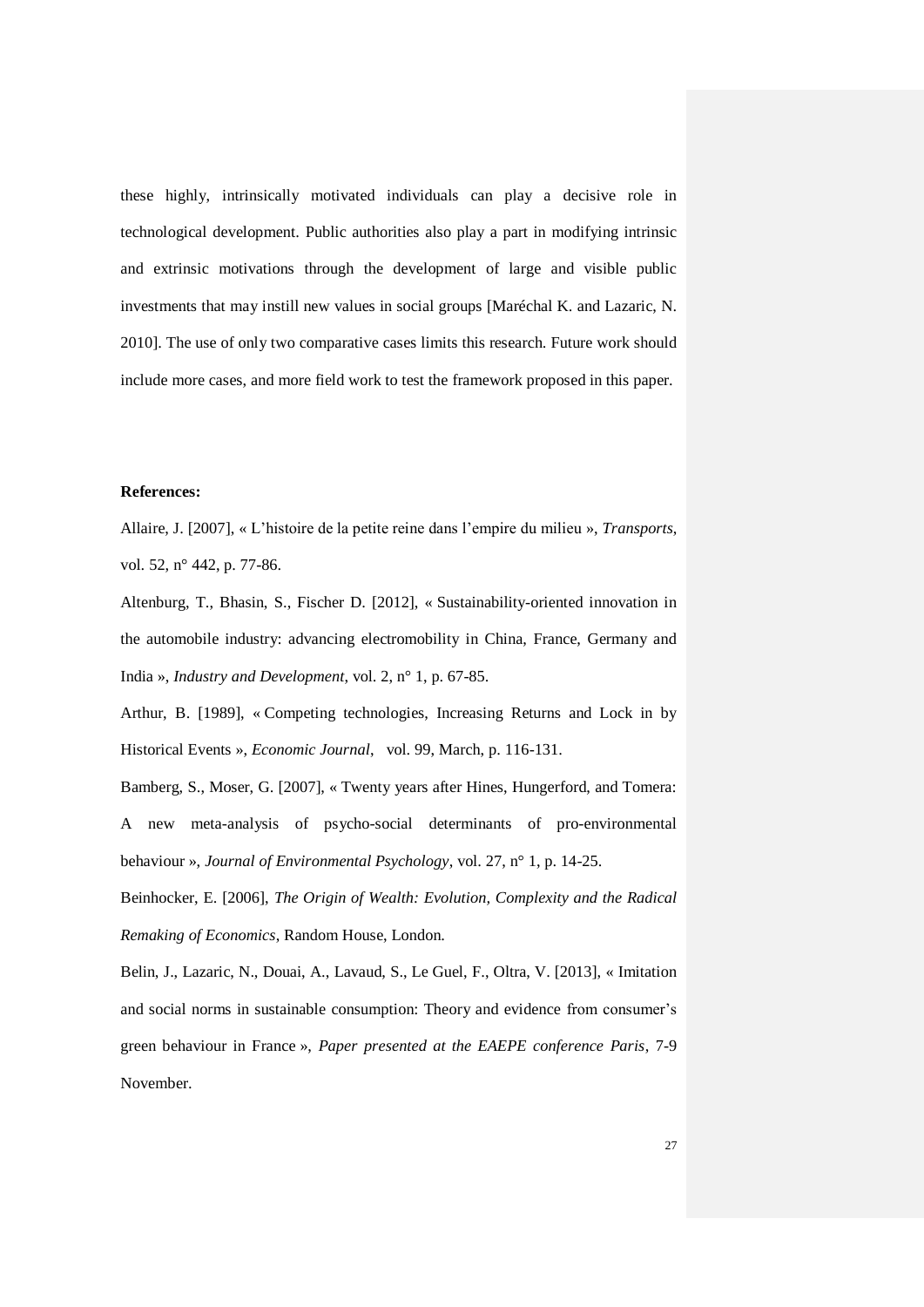these highly, intrinsically motivated individuals can play a decisive role in technological development. Public authorities also play a part in modifying intrinsic and extrinsic motivations through the development of large and visible public investments that may instill new values in social groups [Maréchal K. and Lazaric, N. 2010]. The use of only two comparative cases limits this research. Future work should include more cases, and more field work to test the framework proposed in this paper.

**References:**

Allaire, J. [2007], « L'histoire de la petite reine dans l'empire du milieu », *Transports*, vol. 52, n° 442, p. 77-86.

Altenburg, T., Bhasin, S., Fischer D. [2012], « Sustainability-oriented innovation in the automobile industry: advancing electromobility in China, France, Germany and India », *Industry and Development*, vol. 2, n° 1, p. 67-85.

Arthur, B. [1989], « Competing technologies, Increasing Returns and Lock in by Historical Events », *Economic Journal*, vol. 99, March, p. 116-131.

Bamberg, S., Moser, G. [2007], « Twenty years after Hines, Hungerford, and Tomera: A new meta-analysis of psycho-social determinants of pro-environmental behaviour », *Journal of Environmental Psychology*, vol. 27, n° 1, p. 14-25.

Beinhocker, E. [2006], *The Origin of Wealth: Evolution, Complexity and the Radical Remaking of Economics*, Random House, London.

Belin, J., Lazaric, N., Douai, A., Lavaud, S., Le Guel, F., Oltra, V. [2013], « Imitation and social norms in sustainable consumption: Theory and evidence from consumer's green behaviour in France », *Paper presented at the EAEPE conference Paris*, 7-9 November.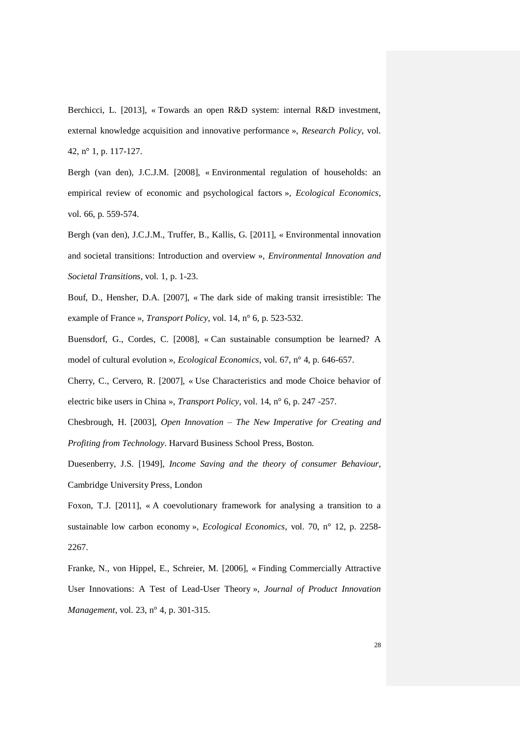Berchicci, L. [2013], « Towards an open R&D system: internal R&D investment, external knowledge acquisition and innovative performance », *Research Policy*, vol. 42, n° 1, p. 117-127.

Bergh (van den), J.C.J.M. [2008], « Environmental regulation of households: an empirical review of economic and psychological factors », *Ecological Economics*, vol. 66, p. 559-574.

Bergh (van den), J.C.J.M., Truffer, B., Kallis, G. [2011], « Environmental innovation and societal transitions: Introduction and overview », *Environmental Innovation and Societal Transitions*, vol. 1, p. 1-23.

Bouf, D., Hensher, D.A. [2007], « The dark side of making transit irresistible: The example of France », *Transport Policy*, vol. 14, n° 6, p. 523-532.

Buensdorf, G., Cordes, C. [2008], « Can sustainable consumption be learned? A model of cultural evolution », *Ecological Economics*, vol. 67, n° 4, p. 646-657.

Cherry, C., Cervero, R. [2007], « Use Characteristics and mode Choice behavior of electric bike users in China », *Transport Policy*, vol. 14, n° 6, p. 247 -257.

Chesbrough, H. [2003], *Open Innovation – The New Imperative for Creating and Profiting from Technology*. Harvard Business School Press, Boston.

Duesenberry, J.S. [1949], *Income Saving and the theory of consumer Behaviour*, Cambridge University Press, London

Foxon, T.J. [2011], « A coevolutionary framework for analysing a transition to a sustainable low carbon economy », *Ecological Economics*, vol. 70, n° 12, p. 2258-2267.

Franke, N., von Hippel, E., Schreier, M. [2006], « Finding Commercially Attractive User Innovations: A Test of Lead-User Theory », *Journal of Product Innovation Management*, vol. 23, n° 4, p. 301-315.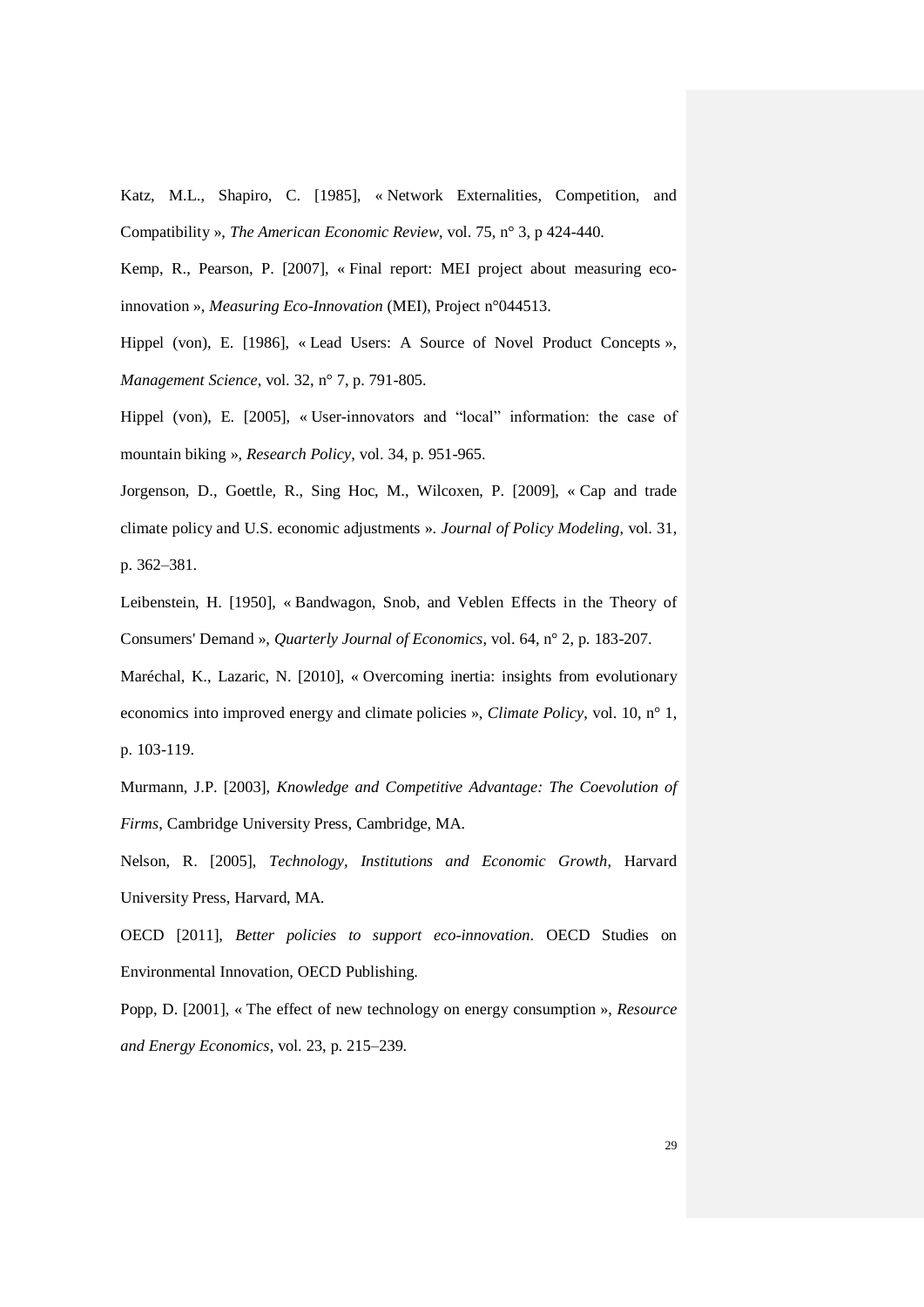Katz, M.L., Shapiro, C. [1985], « Network Externalities, Competition, and Compatibility », *The American Economic Review*, vol. 75, n° 3, p 424-440.

Kemp, R., Pearson, P. [2007], « Final report: MEI project about measuring eco-innovation », *Measuring Eco-Innovation* (MEI), Project n°044513.

Hippel (von), E. [1986], « Lead Users: A Source of Novel Product Concepts », *Management Science*, vol. 32, n° 7, p. 791-805.

Hippel (von), E. [2005], « User-innovators and "local" information: the case of mountain biking », *Research Policy*, vol. 34, p. 951-965.

Jorgenson, D., Goettle, R., Sing Hoc, M., Wilcoxen, P. [2009], « Cap and trade climate policy and U.S. economic adjustments ». *Journal of Policy Modeling*, vol. 31, p. 362–381.

Leibenstein, H. [1950], « Bandwagon, Snob, and Veblen Effects in the Theory of Consumers' Demand », *Quarterly Journal of Economics*, vol. 64, n° 2, p. 183-207.

Maréchal, K., Lazaric, N. [2010], « Overcoming inertia: insights from evolutionary economics into improved energy and climate policies », *Climate Policy*, vol. 10, n° 1, p. 103-119.

Murmann, J.P. [2003], *Knowledge and Competitive Advantage: The Coevolution of Firms*, Cambridge University Press, Cambridge, MA.

Nelson, R. [2005], *Technology, Institutions and Economic Growth*, Harvard University Press, Harvard, MA.

OECD [2011], *Better policies to support eco-innovation*. OECD Studies on Environmental Innovation, OECD Publishing.

Popp, D. [2001], « The effect of new technology on energy consumption », *Resource and Energy Economics*, vol. 23, p. 215–239.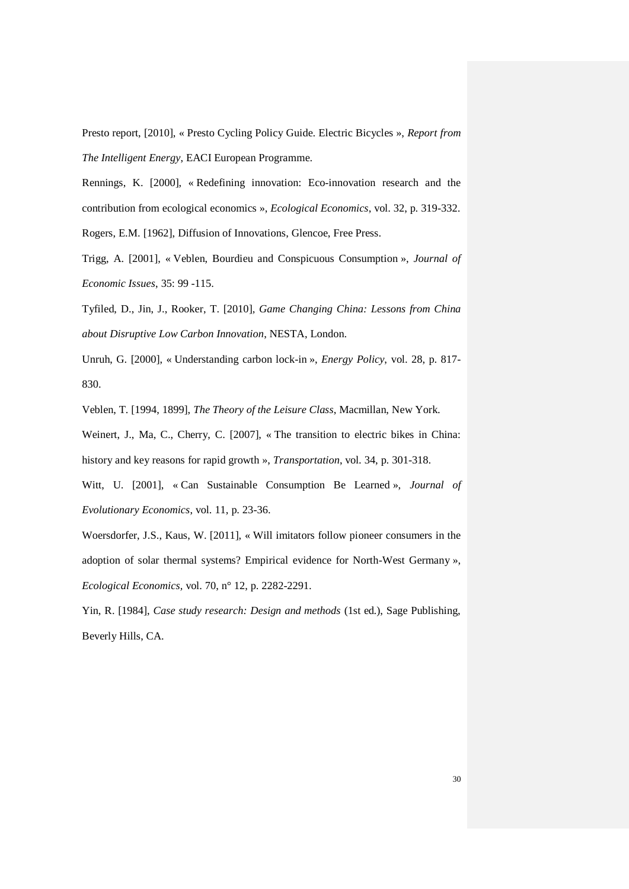Presto report, [2010], « Presto Cycling Policy Guide. Electric Bicycles », *Report from The Intelligent Energy*, EACI European Programme.

Rennings, K. [2000], « Redefining innovation: Eco-innovation research and the contribution from ecological economics », *Ecological Economics*, vol. 32, p. 319-332.

Rogers, E.M. [1962], Diffusion of Innovations, Glencoe, Free Press.

Trigg, A. [2001], « Veblen, Bourdieu and Conspicuous Consumption », *Journal of Economic Issues*, 35: 99 -115.

Tyfiled, D., Jin, J., Rooker, T. [2010], *Game Changing China: Lessons from China about Disruptive Low Carbon Innovation*, NESTA, London.

Unruh, G. [2000], « Understanding carbon lock-in », *Energy Policy*, vol. 28, p. 817-830.

Veblen, T. [1994, 1899], *The Theory of the Leisure Class*, Macmillan, New York.

Weinert, J., Ma, C., Cherry, C. [2007], « The transition to electric bikes in China: history and key reasons for rapid growth », *Transportation*, vol. 34, p. 301-318.

Witt, U. [2001], « Can Sustainable Consumption Be Learned », *Journal of Evolutionary Economics*, vol. 11, p. 23-36.

Woersdorfer, J.S., Kaus, W. [2011], « Will imitators follow pioneer consumers in the adoption of solar thermal systems? Empirical evidence for North-West Germany », *Ecological Economics*, vol. 70, n° 12, p. 2282-2291.

Yin, R. [1984], *Case study research: Design and methods* (1st ed.), Sage Publishing, Beverly Hills, CA.